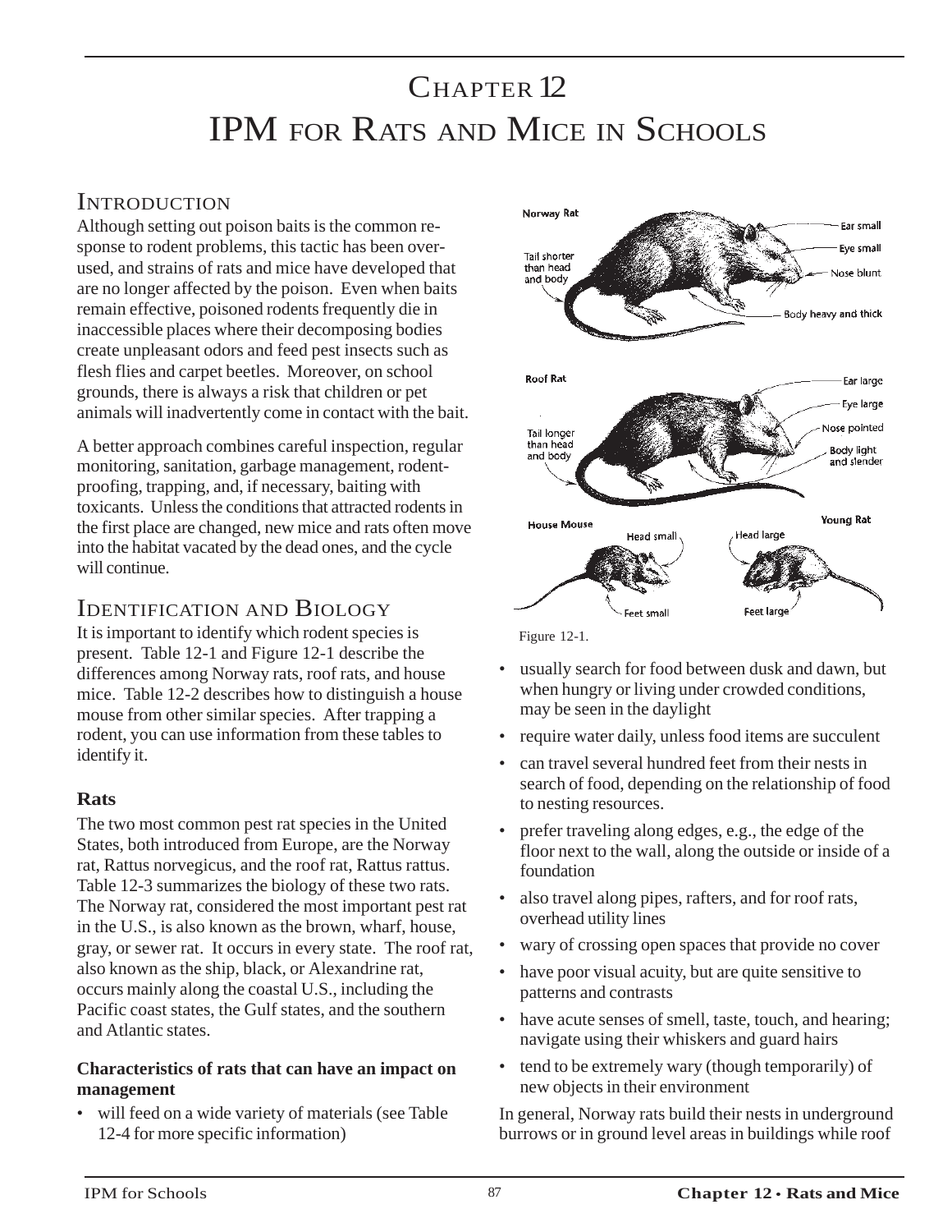# Chapter 12
# IPM for Rats and Mice in Schools

## Introduction

Although setting out poison baits is the common response to rodent problems, this tactic has been overused, and strains of rats and mice have developed that are no longer affected by the poison. Even when baits remain effective, poisoned rodents frequently die in inaccessible places where their decomposing bodies create unpleasant odors and feed pest insects such as flesh flies and carpet beetles. Moreover, on school grounds, there is always a risk that children or pet animals will inadvertently come in contact with the bait.

A better approach combines careful inspection, regular monitoring, sanitation, garbage management, rodent-proofing, trapping, and, if necessary, baiting with toxicants. Unless the conditions that attracted rodents in the first place are changed, new mice and rats often move into the habitat vacated by the dead ones, and the cycle will continue.

## Identification and Biology

It is important to identify which rodent species is present. Table 12-1 and Figure 12-1 describe the differences among Norway rats, roof rats, and house mice. Table 12-2 describes how to distinguish a house mouse from other similar species. After trapping a rodent, you can use information from these tables to identify it.

### Rats

The two most common pest rat species in the United States, both introduced from Europe, are the Norway rat, Rattus norvegicus, and the roof rat, Rattus rattus. Table 12-3 summarizes the biology of these two rats. The Norway rat, considered the most important pest rat in the U.S., is also known as the brown, wharf, house, gray, or sewer rat. It occurs in every state. The roof rat, also known as the ship, black, or Alexandrine rat, occurs mainly along the coastal U.S., including the Pacific coast states, the Gulf states, and the southern and Atlantic states.

#### Characteristics of rats that can have an impact on management

- will feed on a wide variety of materials (see Table 12-4 for more specific information)
- usually search for food between dusk and dawn, but when hungry or living under crowded conditions, may be seen in the daylight
- require water daily, unless food items are succulent
- can travel several hundred feet from their nests in search of food, depending on the relationship of food to nesting resources.
- prefer traveling along edges, e.g., the edge of the floor next to the wall, along the outside or inside of a foundation
- also travel along pipes, rafters, and for roof rats, overhead utility lines
- wary of crossing open spaces that provide no cover
- have poor visual acuity, but are quite sensitive to patterns and contrasts
- have acute senses of smell, taste, touch, and hearing; navigate using their whiskers and guard hairs
- tend to be extremely wary (though temporarily) of new objects in their environment

Figure 12-1.

In general, Norway rats build their nests in underground burrows or in ground level areas in buildings while roof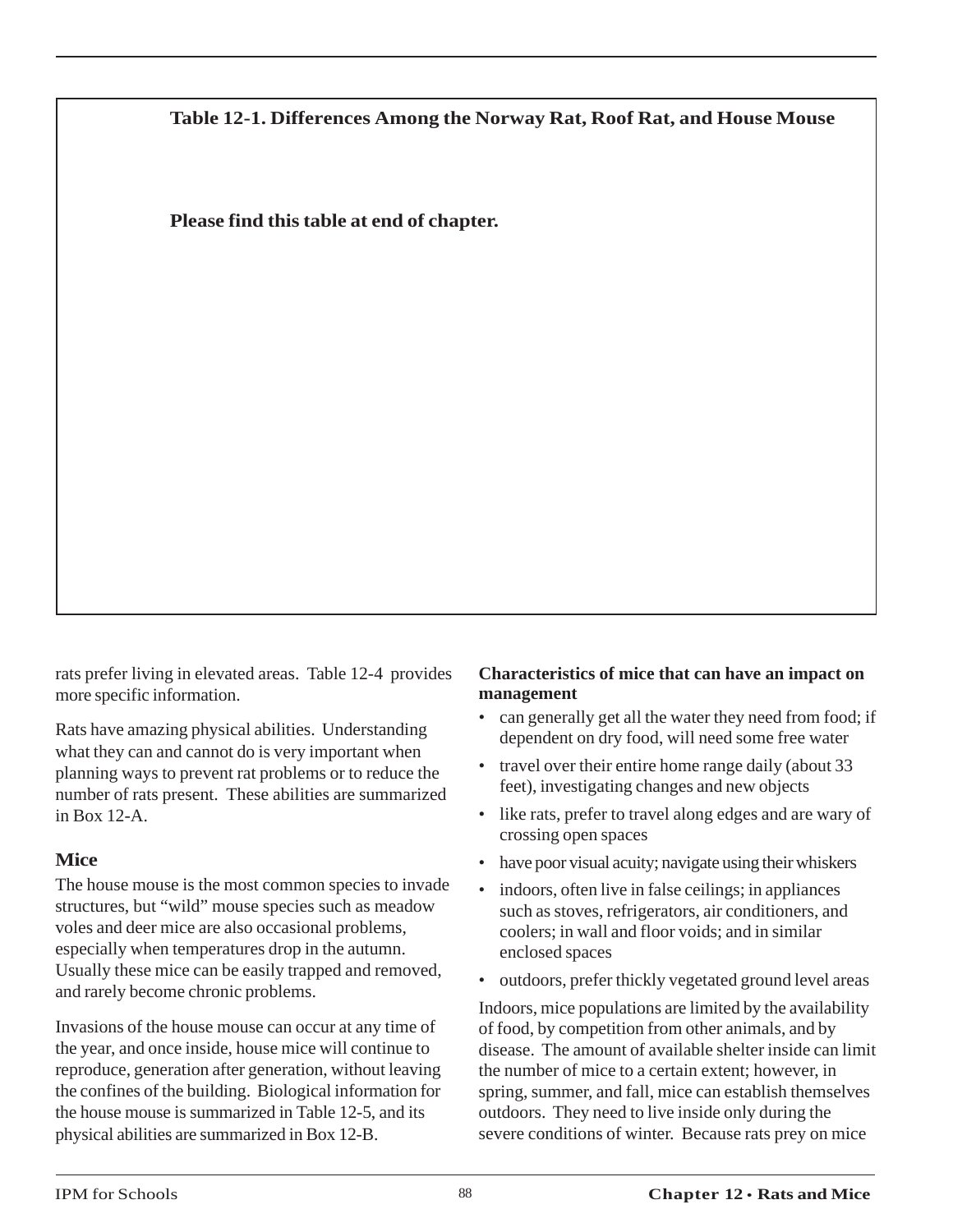**Table 12-1. Differences Among the Norway Rat, Roof Rat, and House Mouse**

**Please find this table at end of chapter.**

rats prefer living in elevated areas. Table 12-4 provides more specific information.

Rats have amazing physical abilities. Understanding what they can and cannot do is very important when planning ways to prevent rat problems or to reduce the number of rats present. These abilities are summarized in Box 12-A.

### Mice

The house mouse is the most common species to invade structures, but "wild" mouse species such as meadow voles and deer mice are also occasional problems, especially when temperatures drop in the autumn. Usually these mice can be easily trapped and removed, and rarely become chronic problems.

Invasions of the house mouse can occur at any time of the year, and once inside, house mice will continue to reproduce, generation after generation, without leaving the confines of the building. Biological information for the house mouse is summarized in Table 12-5, and its physical abilities are summarized in Box 12-B.

**Characteristics of mice that can have an impact on management**

- can generally get all the water they need from food; if dependent on dry food, will need some free water
- travel over their entire home range daily (about 33 feet), investigating changes and new objects
- like rats, prefer to travel along edges and are wary of crossing open spaces
- have poor visual acuity; navigate using their whiskers
- indoors, often live in false ceilings; in appliances such as stoves, refrigerators, air conditioners, and coolers; in wall and floor voids; and in similar enclosed spaces
- outdoors, prefer thickly vegetated ground level areas

Indoors, mice populations are limited by the availability of food, by competition from other animals, and by disease. The amount of available shelter inside can limit the number of mice to a certain extent; however, in spring, summer, and fall, mice can establish themselves outdoors. They need to live inside only during the severe conditions of winter. Because rats prey on mice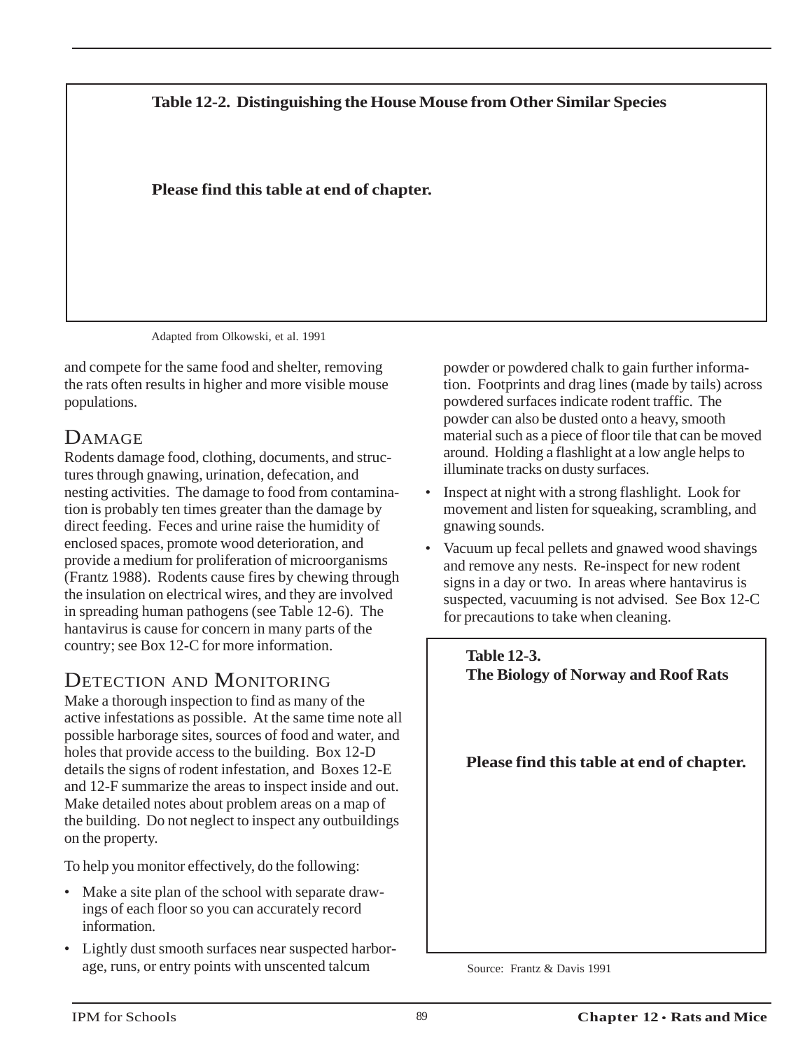**Table 12-2. Distinguishing the House Mouse from Other Similar Species**

**Please find this table at end of chapter.**

Adapted from Olkowski, et al. 1991

and compete for the same food and shelter, removing the rats often results in higher and more visible mouse populations.

## Damage

Rodents damage food, clothing, documents, and structures through gnawing, urination, defecation, and nesting activities. The damage to food from contamination is probably ten times greater than the damage by direct feeding. Feces and urine raise the humidity of enclosed spaces, promote wood deterioration, and provide a medium for proliferation of microorganisms (Frantz 1988). Rodents cause fires by chewing through the insulation on electrical wires, and they are involved in spreading human pathogens (see Table 12-6). The hantavirus is cause for concern in many parts of the country; see Box 12-C for more information.

## Detection and Monitoring

Make a thorough inspection to find as many of the active infestations as possible. At the same time note all possible harborage sites, sources of food and water, and holes that provide access to the building. Box 12-D details the signs of rodent infestation, and Boxes 12-E and 12-F summarize the areas to inspect inside and out. Make detailed notes about problem areas on a map of the building. Do not neglect to inspect any outbuildings on the property.

To help you monitor effectively, do the following:

- Make a site plan of the school with separate drawings of each floor so you can accurately record information.
- Lightly dust smooth surfaces near suspected harborage, runs, or entry points with unscented talcum powder or powdered chalk to gain further information. Footprints and drag lines (made by tails) across powdered surfaces indicate rodent traffic. The powder can also be dusted onto a heavy, smooth material such as a piece of floor tile that can be moved around. Holding a flashlight at a low angle helps to illuminate tracks on dusty surfaces.
- Inspect at night with a strong flashlight. Look for movement and listen for squeaking, scrambling, and gnawing sounds.
- Vacuum up fecal pellets and gnawed wood shavings and remove any nests. Re-inspect for new rodent signs in a day or two. In areas where hantavirus is suspected, vacuuming is not advised. See Box 12-C for precautions to take when cleaning.

**Table 12-3.**
**The Biology of Norway and Roof Rats**

**Please find this table at end of chapter.**

Source: Frantz & Davis 1991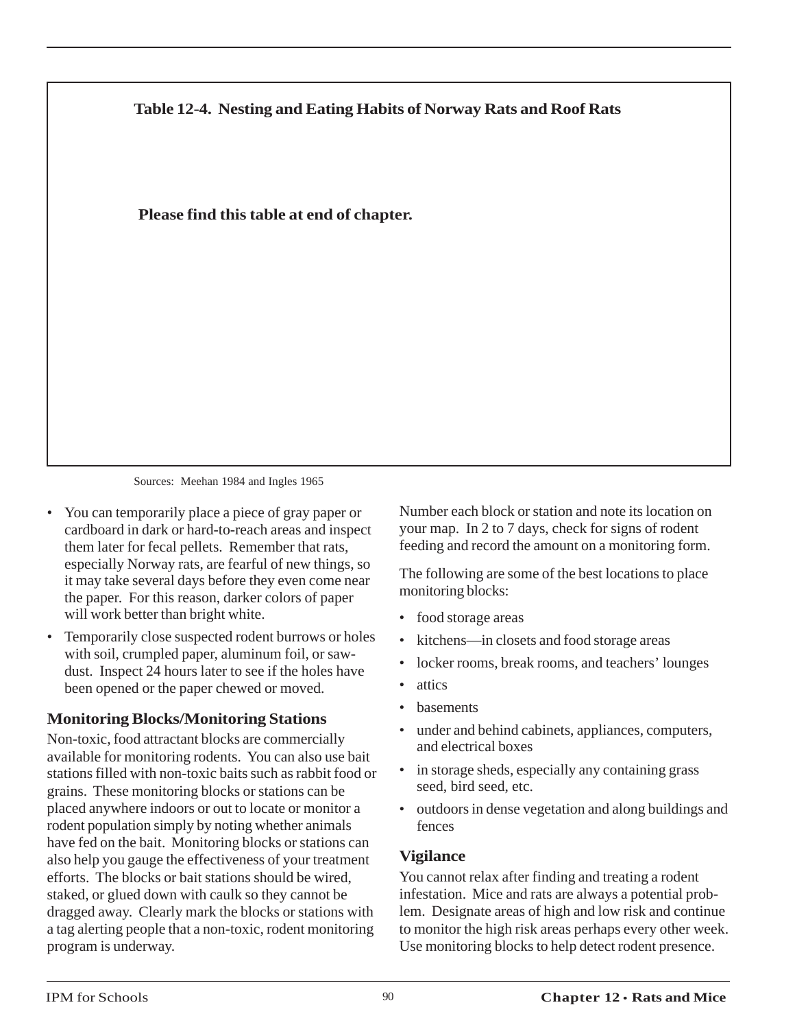**Table 12-4. Nesting and Eating Habits of Norway Rats and Roof Rats**

**Please find this table at end of chapter.**

Sources: Meehan 1984 and Ingles 1965

- You can temporarily place a piece of gray paper or cardboard in dark or hard-to-reach areas and inspect them later for fecal pellets. Remember that rats, especially Norway rats, are fearful of new things, so it may take several days before they even come near the paper. For this reason, darker colors of paper will work better than bright white.
- Temporarily close suspected rodent burrows or holes with soil, crumpled paper, aluminum foil, or sawdust. Inspect 24 hours later to see if the holes have been opened or the paper chewed or moved.

### Monitoring Blocks/Monitoring Stations

Non-toxic, food attractant blocks are commercially available for monitoring rodents. You can also use bait stations filled with non-toxic baits such as rabbit food or grains. These monitoring blocks or stations can be placed anywhere indoors or out to locate or monitor a rodent population simply by noting whether animals have fed on the bait. Monitoring blocks or stations can also help you gauge the effectiveness of your treatment efforts. The blocks or bait stations should be wired, staked, or glued down with caulk so they cannot be dragged away. Clearly mark the blocks or stations with a tag alerting people that a non-toxic, rodent monitoring program is underway.

Number each block or station and note its location on your map. In 2 to 7 days, check for signs of rodent feeding and record the amount on a monitoring form.

The following are some of the best locations to place monitoring blocks:

- food storage areas
- kitchens—in closets and food storage areas
- locker rooms, break rooms, and teachers' lounges
- attics
- basements
- under and behind cabinets, appliances, computers, and electrical boxes
- in storage sheds, especially any containing grass seed, bird seed, etc.
- outdoors in dense vegetation and along buildings and fences

### Vigilance

You cannot relax after finding and treating a rodent infestation. Mice and rats are always a potential problem. Designate areas of high and low risk and continue to monitor the high risk areas perhaps every other week. Use monitoring blocks to help detect rodent presence.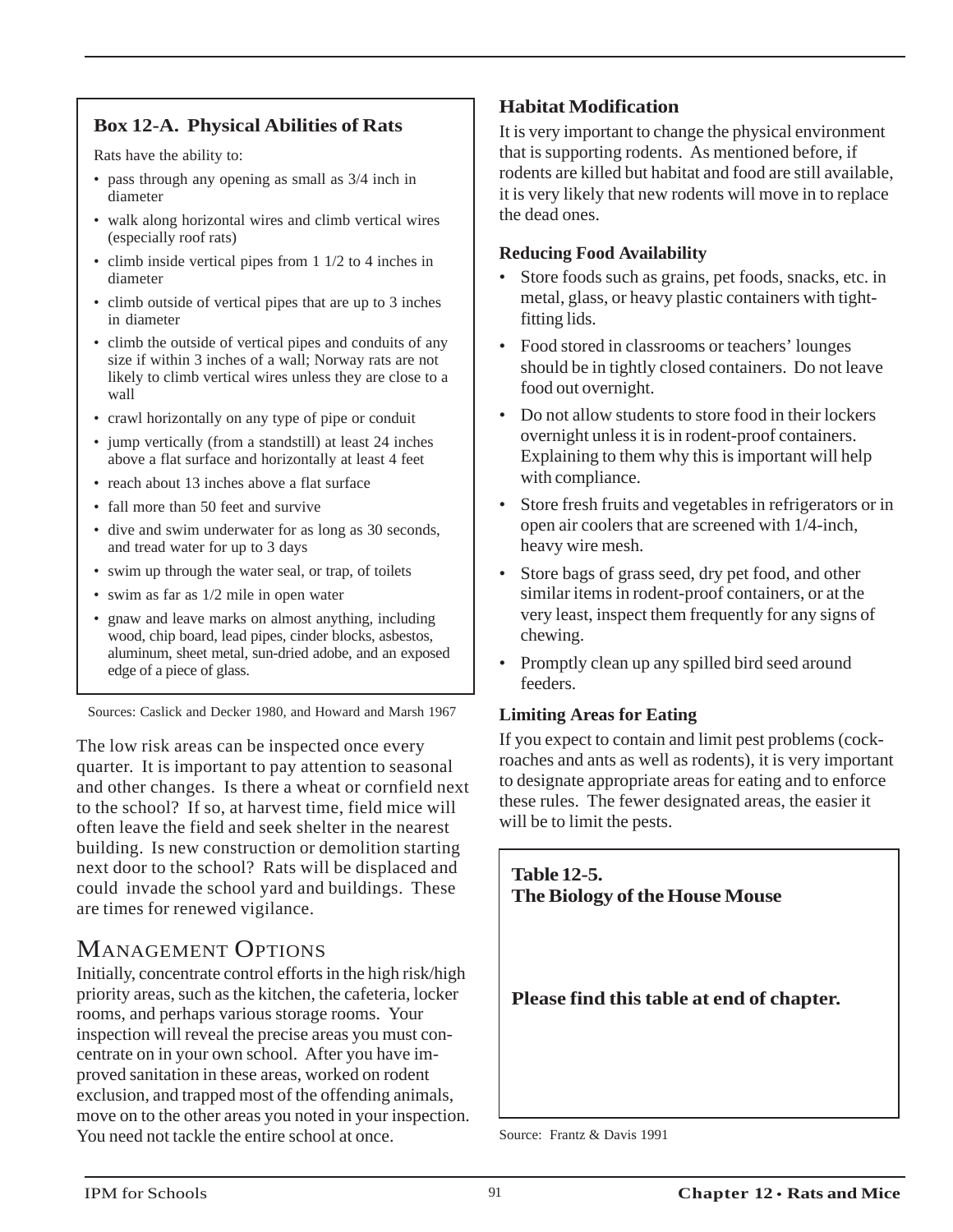### Box 12-A. Physical Abilities of Rats

Rats have the ability to:

- pass through any opening as small as 3/4 inch in diameter
- walk along horizontal wires and climb vertical wires (especially roof rats)
- climb inside vertical pipes from 1 1/2 to 4 inches in diameter
- climb outside of vertical pipes that are up to 3 inches in diameter
- climb the outside of vertical pipes and conduits of any size if within 3 inches of a wall; Norway rats are not likely to climb vertical wires unless they are close to a wall
- crawl horizontally on any type of pipe or conduit
- jump vertically (from a standstill) at least 24 inches above a flat surface and horizontally at least 4 feet
- reach about 13 inches above a flat surface
- fall more than 50 feet and survive
- dive and swim underwater for as long as 30 seconds, and tread water for up to 3 days
- swim up through the water seal, or trap, of toilets
- swim as far as 1/2 mile in open water
- gnaw and leave marks on almost anything, including wood, chip board, lead pipes, cinder blocks, asbestos, aluminum, sheet metal, sun-dried adobe, and an exposed edge of a piece of glass.

Sources: Caslick and Decker 1980, and Howard and Marsh 1967

The low risk areas can be inspected once every quarter. It is important to pay attention to seasonal and other changes. Is there a wheat or cornfield next to the school? If so, at harvest time, field mice will often leave the field and seek shelter in the nearest building. Is new construction or demolition starting next door to the school? Rats will be displaced and could invade the school yard and buildings. These are times for renewed vigilance.

## Management Options

Initially, concentrate control efforts in the high risk/high priority areas, such as the kitchen, the cafeteria, locker rooms, and perhaps various storage rooms. Your inspection will reveal the precise areas you must concentrate on in your own school. After you have improved sanitation in these areas, worked on rodent exclusion, and trapped most of the offending animals, move on to the other areas you noted in your inspection. You need not tackle the entire school at once.

### Habitat Modification

It is very important to change the physical environment that is supporting rodents. As mentioned before, if rodents are killed but habitat and food are still available, it is very likely that new rodents will move in to replace the dead ones.

#### Reducing Food Availability

- Store foods such as grains, pet foods, snacks, etc. in metal, glass, or heavy plastic containers with tight-fitting lids.
- Food stored in classrooms or teachers' lounges should be in tightly closed containers. Do not leave food out overnight.
- Do not allow students to store food in their lockers overnight unless it is in rodent-proof containers. Explaining to them why this is important will help with compliance.
- Store fresh fruits and vegetables in refrigerators or in open air coolers that are screened with 1/4-inch, heavy wire mesh.
- Store bags of grass seed, dry pet food, and other similar items in rodent-proof containers, or at the very least, inspect them frequently for any signs of chewing.
- Promptly clean up any spilled bird seed around feeders.

#### Limiting Areas for Eating

If you expect to contain and limit pest problems (cockroaches and ants as well as rodents), it is very important to designate appropriate areas for eating and to enforce these rules. The fewer designated areas, the easier it will be to limit the pests.

**Table 12-5.**
**The Biology of the House Mouse**

**Please find this table at end of chapter.**

Source: Frantz & Davis 1991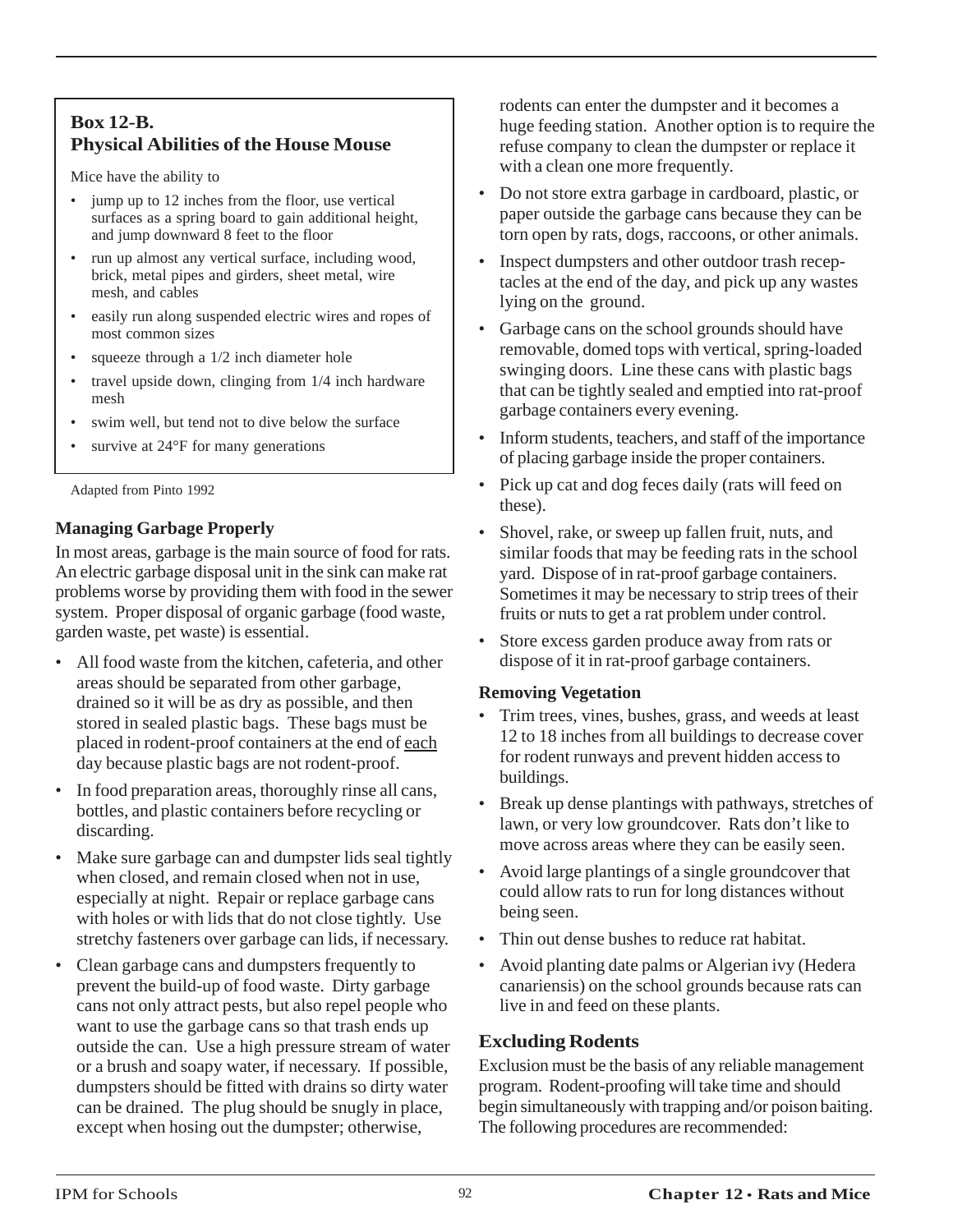**Box 12-B.**
**Physical Abilities of the House Mouse**

Mice have the ability to

- jump up to 12 inches from the floor, use vertical surfaces as a spring board to gain additional height, and jump downward 8 feet to the floor
- run up almost any vertical surface, including wood, brick, metal pipes and girders, sheet metal, wire mesh, and cables
- easily run along suspended electric wires and ropes of most common sizes
- squeeze through a 1/2 inch diameter hole
- travel upside down, clinging from 1/4 inch hardware mesh
- swim well, but tend not to dive below the surface
- survive at 24°F for many generations

Adapted from Pinto 1992

### Managing Garbage Properly

In most areas, garbage is the main source of food for rats. An electric garbage disposal unit in the sink can make rat problems worse by providing them with food in the sewer system. Proper disposal of organic garbage (food waste, garden waste, pet waste) is essential.

- All food waste from the kitchen, cafeteria, and other areas should be separated from other garbage, drained so it will be as dry as possible, and then stored in sealed plastic bags. These bags must be placed in rodent-proof containers at the end of each day because plastic bags are not rodent-proof.
- In food preparation areas, thoroughly rinse all cans, bottles, and plastic containers before recycling or discarding.
- Make sure garbage can and dumpster lids seal tightly when closed, and remain closed when not in use, especially at night. Repair or replace garbage cans with holes or with lids that do not close tightly. Use stretchy fasteners over garbage can lids, if necessary.
- Clean garbage cans and dumpsters frequently to prevent the build-up of food waste. Dirty garbage cans not only attract pests, but also repel people who want to use the garbage cans so that trash ends up outside the can. Use a high pressure stream of water or a brush and soapy water, if necessary. If possible, dumpsters should be fitted with drains so dirty water can be drained. The plug should be snugly in place, except when hosing out the dumpster; otherwise, rodents can enter the dumpster and it becomes a huge feeding station. Another option is to require the refuse company to clean the dumpster or replace it with a clean one more frequently.
- Do not store extra garbage in cardboard, plastic, or paper outside the garbage cans because they can be torn open by rats, dogs, raccoons, or other animals.
- Inspect dumpsters and other outdoor trash receptacles at the end of the day, and pick up any wastes lying on the ground.
- Garbage cans on the school grounds should have removable, domed tops with vertical, spring-loaded swinging doors. Line these cans with plastic bags that can be tightly sealed and emptied into rat-proof garbage containers every evening.
- Inform students, teachers, and staff of the importance of placing garbage inside the proper containers.
- Pick up cat and dog feces daily (rats will feed on these).
- Shovel, rake, or sweep up fallen fruit, nuts, and similar foods that may be feeding rats in the school yard. Dispose of in rat-proof garbage containers. Sometimes it may be necessary to strip trees of their fruits or nuts to get a rat problem under control.
- Store excess garden produce away from rats or dispose of it in rat-proof garbage containers.

### Removing Vegetation

- Trim trees, vines, bushes, grass, and weeds at least 12 to 18 inches from all buildings to decrease cover for rodent runways and prevent hidden access to buildings.
- Break up dense plantings with pathways, stretches of lawn, or very low groundcover. Rats don't like to move across areas where they can be easily seen.
- Avoid large plantings of a single groundcover that could allow rats to run for long distances without being seen.
- Thin out dense bushes to reduce rat habitat.
- Avoid planting date palms or Algerian ivy (Hedera canariensis) on the school grounds because rats can live in and feed on these plants.

## Excluding Rodents

Exclusion must be the basis of any reliable management program. Rodent-proofing will take time and should begin simultaneously with trapping and/or poison baiting. The following procedures are recommended: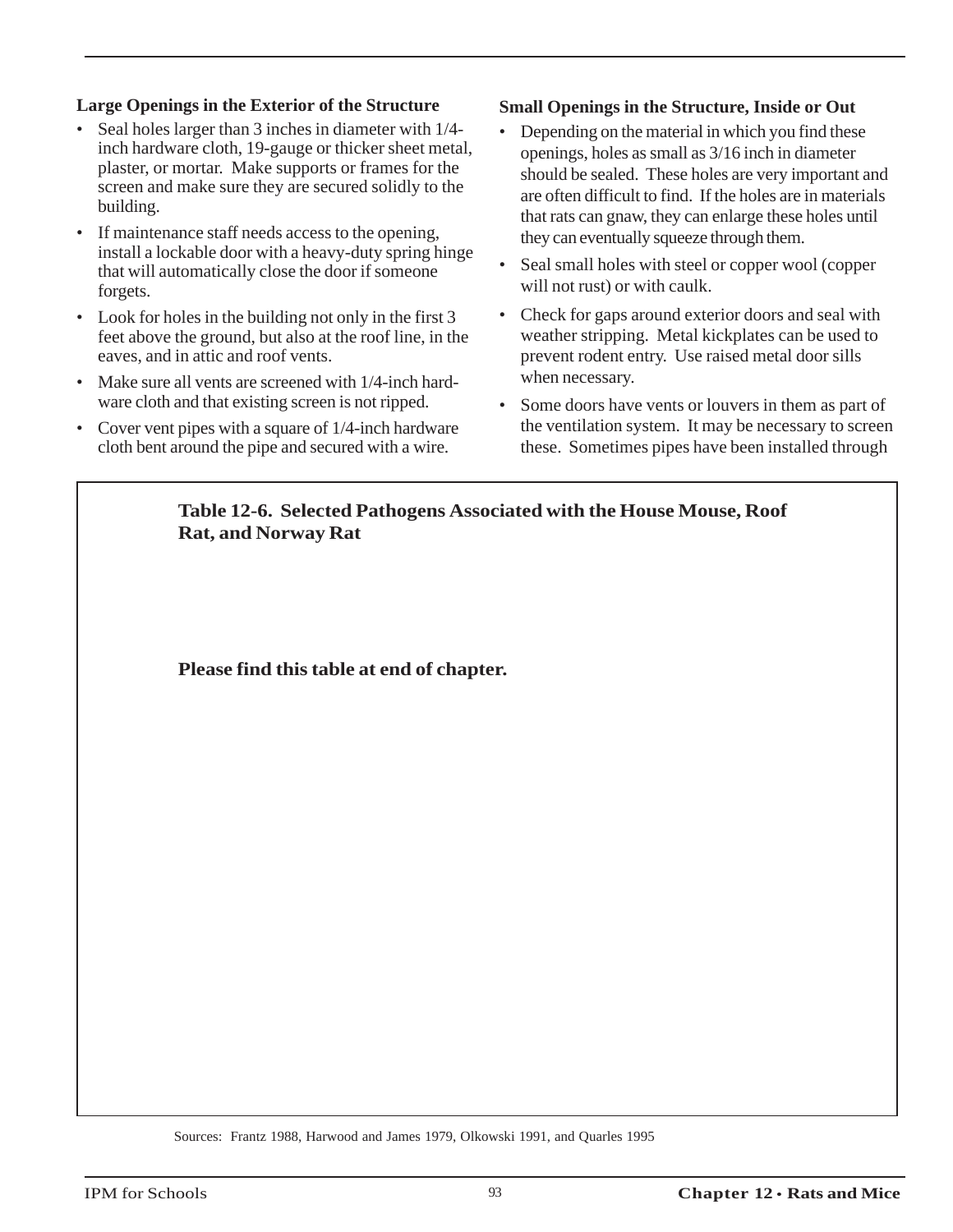### Large Openings in the Exterior of the Structure

- Seal holes larger than 3 inches in diameter with 1/4-inch hardware cloth, 19-gauge or thicker sheet metal, plaster, or mortar. Make supports or frames for the screen and make sure they are secured solidly to the building.
- If maintenance staff needs access to the opening, install a lockable door with a heavy-duty spring hinge that will automatically close the door if someone forgets.
- Look for holes in the building not only in the first 3 feet above the ground, but also at the roof line, in the eaves, and in attic and roof vents.
- Make sure all vents are screened with 1/4-inch hardware cloth and that existing screen is not ripped.
- Cover vent pipes with a square of 1/4-inch hardware cloth bent around the pipe and secured with a wire.

### Small Openings in the Structure, Inside or Out

- Depending on the material in which you find these openings, holes as small as 3/16 inch in diameter should be sealed. These holes are very important and are often difficult to find. If the holes are in materials that rats can gnaw, they can enlarge these holes until they can eventually squeeze through them.
- Seal small holes with steel or copper wool (copper will not rust) or with caulk.
- Check for gaps around exterior doors and seal with weather stripping. Metal kickplates can be used to prevent rodent entry. Use raised metal door sills when necessary.
- Some doors have vents or louvers in them as part of the ventilation system. It may be necessary to screen these. Sometimes pipes have been installed through

**Table 12-6. Selected Pathogens Associated with the House Mouse, Roof Rat, and Norway Rat**

**Please find this table at end of chapter.**

Sources: Frantz 1988, Harwood and James 1979, Olkowski 1991, and Quarles 1995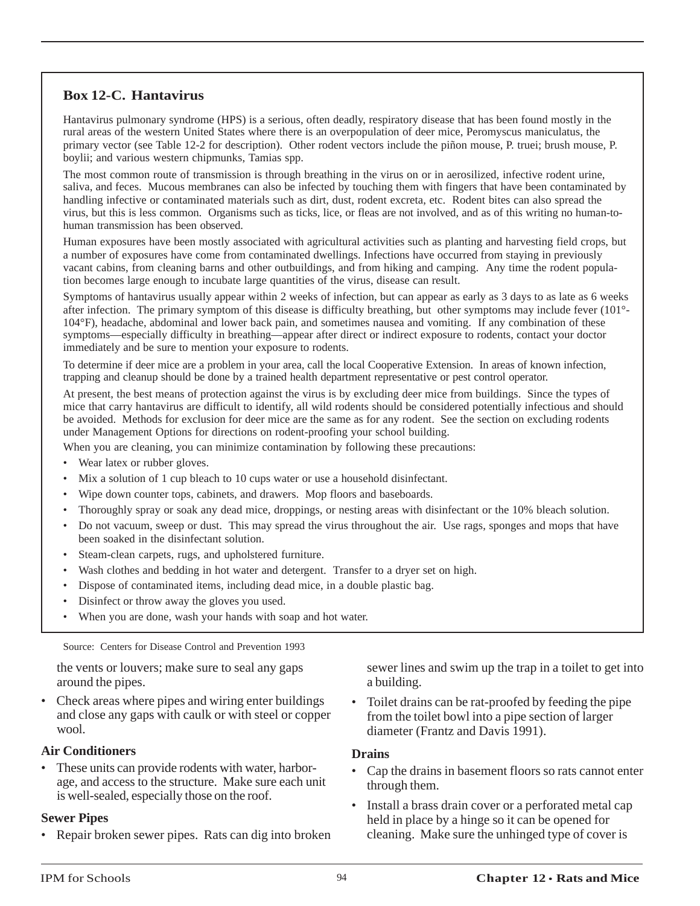### Box 12-C. Hantavirus

Hantavirus pulmonary syndrome (HPS) is a serious, often deadly, respiratory disease that has been found mostly in the rural areas of the western United States where there is an overpopulation of deer mice, Peromyscus maniculatus, the primary vector (see Table 12-2 for description). Other rodent vectors include the piñon mouse, P. truei; brush mouse, P. boylii; and various western chipmunks, Tamias spp.

The most common route of transmission is through breathing in the virus on or in aerosilized, infective rodent urine, saliva, and feces. Mucous membranes can also be infected by touching them with fingers that have been contaminated by handling infective or contaminated materials such as dirt, dust, rodent excreta, etc. Rodent bites can also spread the virus, but this is less common. Organisms such as ticks, lice, or fleas are not involved, and as of this writing no human-to-human transmission has been observed.

Human exposures have been mostly associated with agricultural activities such as planting and harvesting field crops, but a number of exposures have come from contaminated dwellings. Infections have occurred from staying in previously vacant cabins, from cleaning barns and other outbuildings, and from hiking and camping. Any time the rodent population becomes large enough to incubate large quantities of the virus, disease can result.

Symptoms of hantavirus usually appear within 2 weeks of infection, but can appear as early as 3 days to as late as 6 weeks after infection. The primary symptom of this disease is difficulty breathing, but other symptoms may include fever (101°-104°F), headache, abdominal and lower back pain, and sometimes nausea and vomiting. If any combination of these symptoms—especially difficulty in breathing—appear after direct or indirect exposure to rodents, contact your doctor immediately and be sure to mention your exposure to rodents.

To determine if deer mice are a problem in your area, call the local Cooperative Extension. In areas of known infection, trapping and cleanup should be done by a trained health department representative or pest control operator.

At present, the best means of protection against the virus is by excluding deer mice from buildings. Since the types of mice that carry hantavirus are difficult to identify, all wild rodents should be considered potentially infectious and should be avoided. Methods for exclusion for deer mice are the same as for any rodent. See the section on excluding rodents under Management Options for directions on rodent-proofing your school building.

When you are cleaning, you can minimize contamination by following these precautions:

- Wear latex or rubber gloves.
- Mix a solution of 1 cup bleach to 10 cups water or use a household disinfectant.
- Wipe down counter tops, cabinets, and drawers. Mop floors and baseboards.
- Thoroughly spray or soak any dead mice, droppings, or nesting areas with disinfectant or the 10% bleach solution.
- Do not vacuum, sweep or dust. This may spread the virus throughout the air. Use rags, sponges and mops that have been soaked in the disinfectant solution.
- Steam-clean carpets, rugs, and upholstered furniture.
- Wash clothes and bedding in hot water and detergent. Transfer to a dryer set on high.
- Dispose of contaminated items, including dead mice, in a double plastic bag.
- Disinfect or throw away the gloves you used.
- When you are done, wash your hands with soap and hot water.

Source: Centers for Disease Control and Prevention 1993

the vents or louvers; make sure to seal any gaps around the pipes.

- Check areas where pipes and wiring enter buildings and close any gaps with caulk or with steel or copper wool.

**Air Conditioners**

- These units can provide rodents with water, harborage, and access to the structure. Make sure each unit is well-sealed, especially those on the roof.

**Sewer Pipes**

- Repair broken sewer pipes. Rats can dig into broken sewer lines and swim up the trap in a toilet to get into a building.
- Toilet drains can be rat-proofed by feeding the pipe from the toilet bowl into a pipe section of larger diameter (Frantz and Davis 1991).

**Drains**

- Cap the drains in basement floors so rats cannot enter through them.
- Install a brass drain cover or a perforated metal cap held in place by a hinge so it can be opened for cleaning. Make sure the unhinged type of cover is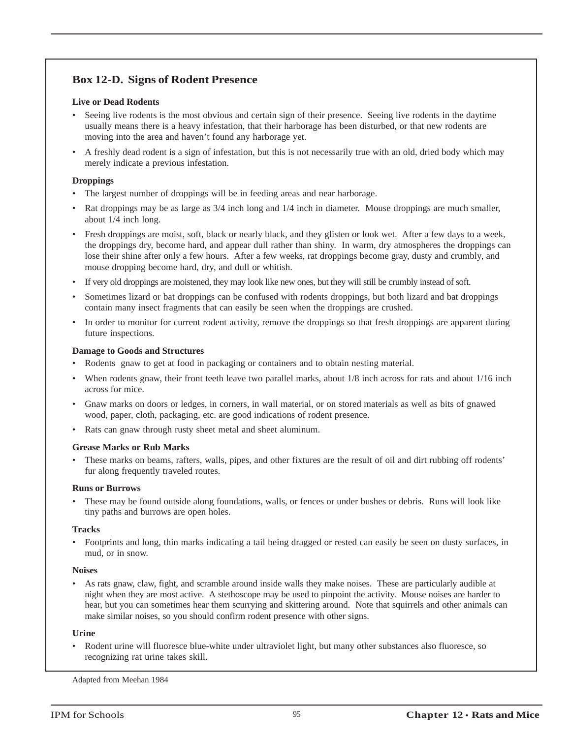## Box 12-D. Signs of Rodent Presence

**Live or Dead Rodents**

- Seeing live rodents is the most obvious and certain sign of their presence. Seeing live rodents in the daytime usually means there is a heavy infestation, that their harborage has been disturbed, or that new rodents are moving into the area and haven't found any harborage yet.
- A freshly dead rodent is a sign of infestation, but this is not necessarily true with an old, dried body which may merely indicate a previous infestation.

**Droppings**

- The largest number of droppings will be in feeding areas and near harborage.
- Rat droppings may be as large as 3/4 inch long and 1/4 inch in diameter. Mouse droppings are much smaller, about 1/4 inch long.
- Fresh droppings are moist, soft, black or nearly black, and they glisten or look wet. After a few days to a week, the droppings dry, become hard, and appear dull rather than shiny. In warm, dry atmospheres the droppings can lose their shine after only a few hours. After a few weeks, rat droppings become gray, dusty and crumbly, and mouse dropping become hard, dry, and dull or whitish.
- If very old droppings are moistened, they may look like new ones, but they will still be crumbly instead of soft.
- Sometimes lizard or bat droppings can be confused with rodents droppings, but both lizard and bat droppings contain many insect fragments that can easily be seen when the droppings are crushed.
- In order to monitor for current rodent activity, remove the droppings so that fresh droppings are apparent during future inspections.

**Damage to Goods and Structures**

- Rodents gnaw to get at food in packaging or containers and to obtain nesting material.
- When rodents gnaw, their front teeth leave two parallel marks, about 1/8 inch across for rats and about 1/16 inch across for mice.
- Gnaw marks on doors or ledges, in corners, in wall material, or on stored materials as well as bits of gnawed wood, paper, cloth, packaging, etc. are good indications of rodent presence.
- Rats can gnaw through rusty sheet metal and sheet aluminum.

**Grease Marks or Rub Marks**

- These marks on beams, rafters, walls, pipes, and other fixtures are the result of oil and dirt rubbing off rodents' fur along frequently traveled routes.

**Runs or Burrows**

- These may be found outside along foundations, walls, or fences or under bushes or debris. Runs will look like tiny paths and burrows are open holes.

**Tracks**

- Footprints and long, thin marks indicating a tail being dragged or rested can easily be seen on dusty surfaces, in mud, or in snow.

**Noises**

- As rats gnaw, claw, fight, and scramble around inside walls they make noises. These are particularly audible at night when they are most active. A stethoscope may be used to pinpoint the activity. Mouse noises are harder to hear, but you can sometimes hear them scurrying and skittering around. Note that squirrels and other animals can make similar noises, so you should confirm rodent presence with other signs.

**Urine**

- Rodent urine will fluoresce blue-white under ultraviolet light, but many other substances also fluoresce, so recognizing rat urine takes skill.

Adapted from Meehan 1984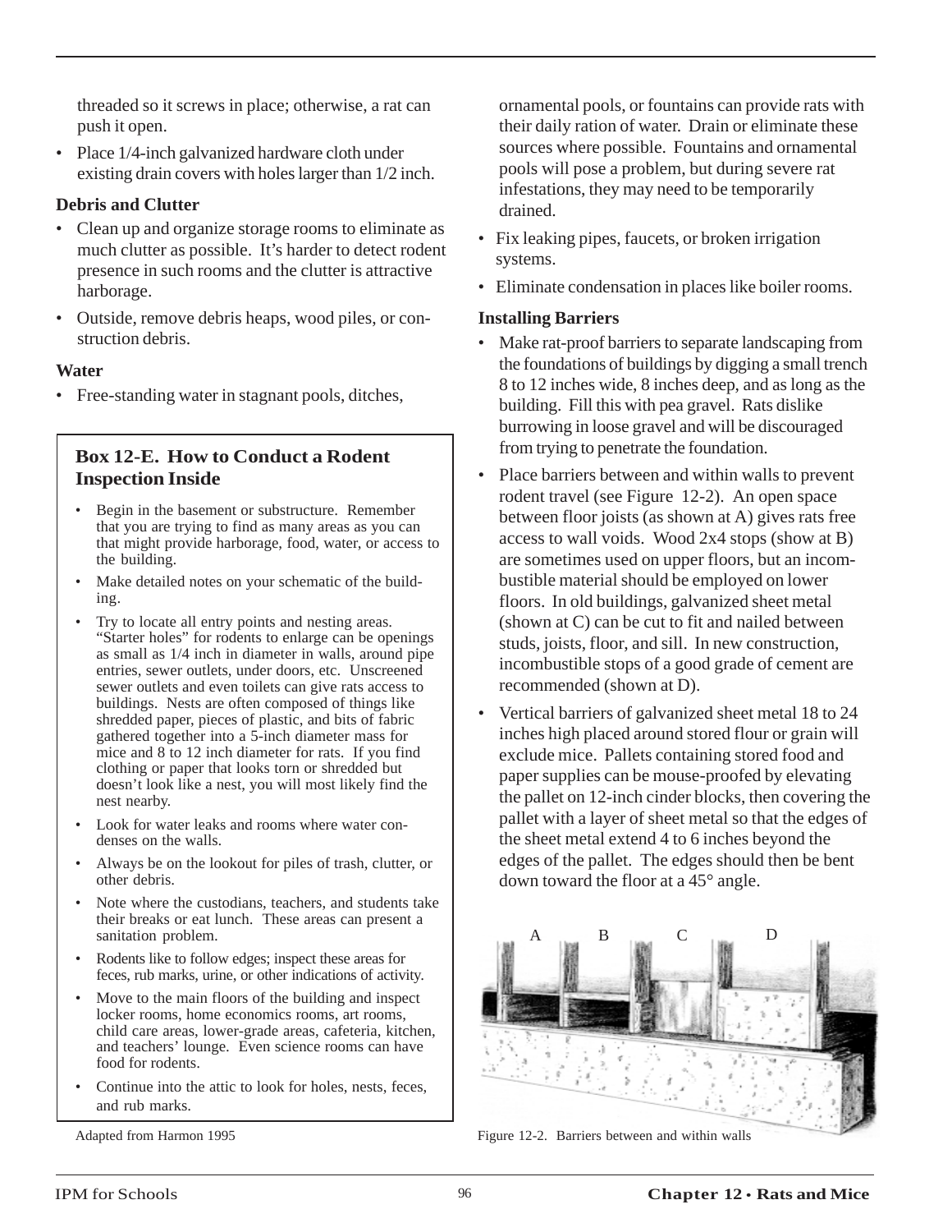threaded so it screws in place; otherwise, a rat can push it open.

- Place 1/4-inch galvanized hardware cloth under existing drain covers with holes larger than 1/2 inch.

**Debris and Clutter**

- Clean up and organize storage rooms to eliminate as much clutter as possible. It's harder to detect rodent presence in such rooms and the clutter is attractive harborage.
- Outside, remove debris heaps, wood piles, or construction debris.

**Water**

- Free-standing water in stagnant pools, ditches, ornamental pools, or fountains can provide rats with their daily ration of water. Drain or eliminate these sources where possible. Fountains and ornamental pools will pose a problem, but during severe rat infestations, they may need to be temporarily drained.
- Fix leaking pipes, faucets, or broken irrigation systems.
- Eliminate condensation in places like boiler rooms.

**Installing Barriers**

- Make rat-proof barriers to separate landscaping from the foundations of buildings by digging a small trench 8 to 12 inches wide, 8 inches deep, and as long as the building. Fill this with pea gravel. Rats dislike burrowing in loose gravel and will be discouraged from trying to penetrate the foundation.
- Place barriers between and within walls to prevent rodent travel (see Figure 12-2). An open space between floor joists (as shown at A) gives rats free access to wall voids. Wood 2x4 stops (show at B) are sometimes used on upper floors, but an incombustible material should be employed on lower floors. In old buildings, galvanized sheet metal (shown at C) can be cut to fit and nailed between studs, joists, floor, and sill. In new construction, incombustible stops of a good grade of cement are recommended (shown at D).
- Vertical barriers of galvanized sheet metal 18 to 24 inches high placed around stored flour or grain will exclude mice. Pallets containing stored food and paper supplies can be mouse-proofed by elevating the pallet on 12-inch cinder blocks, then covering the pallet with a layer of sheet metal so that the edges of the sheet metal extend 4 to 6 inches beyond the edges of the pallet. The edges should then be bent down toward the floor at a 45° angle.

Figure 12-2. Barriers between and within walls

**Box 12-E. How to Conduct a Rodent Inspection Inside**

- Begin in the basement or substructure. Remember that you are trying to find as many areas as you can that might provide harborage, food, water, or access to the building.
- Make detailed notes on your schematic of the building.
- Try to locate all entry points and nesting areas. "Starter holes" for rodents to enlarge can be openings as small as 1/4 inch in diameter in walls, around pipe entries, sewer outlets, under doors, etc. Unscreened sewer outlets and even toilets can give rats access to buildings. Nests are often composed of things like shredded paper, pieces of plastic, and bits of fabric gathered together into a 5-inch diameter mass for mice and 8 to 12 inch diameter for rats. If you find clothing or paper that looks torn or shredded but doesn't look like a nest, you will most likely find the nest nearby.
- Look for water leaks and rooms where water condenses on the walls.
- Always be on the lookout for piles of trash, clutter, or other debris.
- Note where the custodians, teachers, and students take their breaks or eat lunch. These areas can present a sanitation problem.
- Rodents like to follow edges; inspect these areas for feces, rub marks, urine, or other indications of activity.
- Move to the main floors of the building and inspect locker rooms, home economics rooms, art rooms, child care areas, lower-grade areas, cafeteria, kitchen, and teachers' lounge. Even science rooms can have food for rodents.
- Continue into the attic to look for holes, nests, feces, and rub marks.

Adapted from Harmon 1995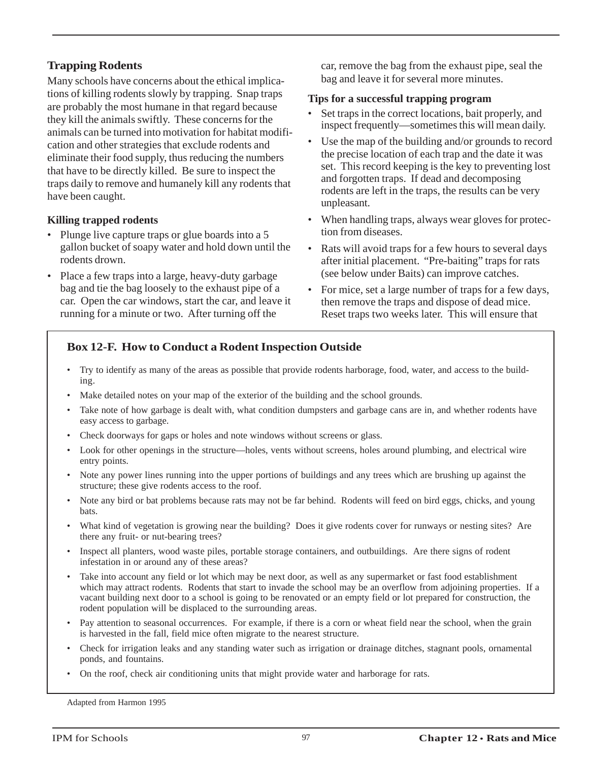### Trapping Rodents

Many schools have concerns about the ethical implications of killing rodents slowly by trapping. Snap traps are probably the most humane in that regard because they kill the animals swiftly. These concerns for the animals can be turned into motivation for habitat modification and other strategies that exclude rodents and eliminate their food supply, thus reducing the numbers that have to be directly killed. Be sure to inspect the traps daily to remove and humanely kill any rodents that have been caught.

#### Killing trapped rodents

- Plunge live capture traps or glue boards into a 5 gallon bucket of soapy water and hold down until the rodents drown.
- Place a few traps into a large, heavy-duty garbage bag and tie the bag loosely to the exhaust pipe of a car. Open the car windows, start the car, and leave it running for a minute or two. After turning off the car, remove the bag from the exhaust pipe, seal the bag and leave it for several more minutes.

#### Tips for a successful trapping program

- Set traps in the correct locations, bait properly, and inspect frequently—sometimes this will mean daily.
- Use the map of the building and/or grounds to record the precise location of each trap and the date it was set. This record keeping is the key to preventing lost and forgotten traps. If dead and decomposing rodents are left in the traps, the results can be very unpleasant.
- When handling traps, always wear gloves for protection from diseases.
- Rats will avoid traps for a few hours to several days after initial placement. "Pre-baiting" traps for rats (see below under Baits) can improve catches.
- For mice, set a large number of traps for a few days, then remove the traps and dispose of dead mice. Reset traps two weeks later. This will ensure that

#### Box 12-F. How to Conduct a Rodent Inspection Outside

- Try to identify as many of the areas as possible that provide rodents harborage, food, water, and access to the building.
- Make detailed notes on your map of the exterior of the building and the school grounds.
- Take note of how garbage is dealt with, what condition dumpsters and garbage cans are in, and whether rodents have easy access to garbage.
- Check doorways for gaps or holes and note windows without screens or glass.
- Look for other openings in the structure—holes, vents without screens, holes around plumbing, and electrical wire entry points.
- Note any power lines running into the upper portions of buildings and any trees which are brushing up against the structure; these give rodents access to the roof.
- Note any bird or bat problems because rats may not be far behind. Rodents will feed on bird eggs, chicks, and young bats.
- What kind of vegetation is growing near the building? Does it give rodents cover for runways or nesting sites? Are there any fruit- or nut-bearing trees?
- Inspect all planters, wood waste piles, portable storage containers, and outbuildings. Are there signs of rodent infestation in or around any of these areas?
- Take into account any field or lot which may be next door, as well as any supermarket or fast food establishment which may attract rodents. Rodents that start to invade the school may be an overflow from adjoining properties. If a vacant building next door to a school is going to be renovated or an empty field or lot prepared for construction, the rodent population will be displaced to the surrounding areas.
- Pay attention to seasonal occurrences. For example, if there is a corn or wheat field near the school, when the grain is harvested in the fall, field mice often migrate to the nearest structure.
- Check for irrigation leaks and any standing water such as irrigation or drainage ditches, stagnant pools, ornamental ponds, and fountains.
- On the roof, check air conditioning units that might provide water and harborage for rats.

Adapted from Harmon 1995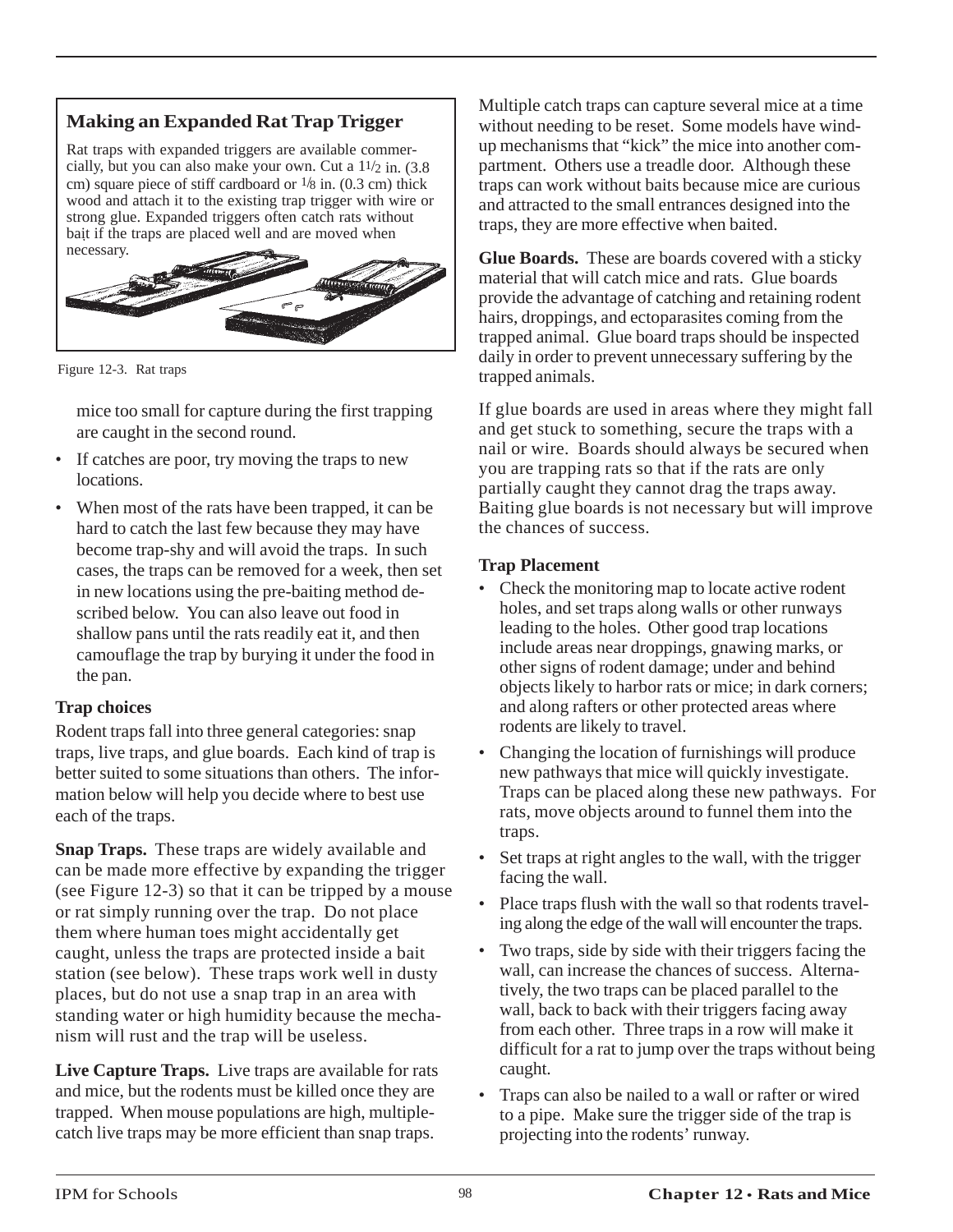## Making an Expanded Rat Trap Trigger

Rat traps with expanded triggers are available commercially, but you can also make your own. Cut a 1 1/2 in. (3.8 cm) square piece of stiff cardboard or 1/8 in. (0.3 cm) thick wood and attach it to the existing trap trigger with wire or strong glue. Expanded triggers often catch rats without bait if the traps are placed well and are moved when necessary.

Figure 12-3. Rat traps

mice too small for capture during the first trapping are caught in the second round.

- If catches are poor, try moving the traps to new locations.
- When most of the rats have been trapped, it can be hard to catch the last few because they may have become trap-shy and will avoid the traps. In such cases, the traps can be removed for a week, then set in new locations using the pre-baiting method described below. You can also leave out food in shallow pans until the rats readily eat it, and then camouflage the trap by burying it under the food in the pan.

### Trap choices

Rodent traps fall into three general categories: snap traps, live traps, and glue boards. Each kind of trap is better suited to some situations than others. The information below will help you decide where to best use each of the traps.

**Snap Traps.** These traps are widely available and can be made more effective by expanding the trigger (see Figure 12-3) so that it can be tripped by a mouse or rat simply running over the trap. Do not place them where human toes might accidentally get caught, unless the traps are protected inside a bait station (see below). These traps work well in dusty places, but do not use a snap trap in an area with standing water or high humidity because the mechanism will rust and the trap will be useless.

**Live Capture Traps.** Live traps are available for rats and mice, but the rodents must be killed once they are trapped. When mouse populations are high, multiple-catch live traps may be more efficient than snap traps. Multiple catch traps can capture several mice at a time without needing to be reset. Some models have wind-up mechanisms that "kick" the mice into another compartment. Others use a treadle door. Although these traps can work without baits because mice are curious and attracted to the small entrances designed into the traps, they are more effective when baited.

**Glue Boards.** These are boards covered with a sticky material that will catch mice and rats. Glue boards provide the advantage of catching and retaining rodent hairs, droppings, and ectoparasites coming from the trapped animal. Glue board traps should be inspected daily in order to prevent unnecessary suffering by the trapped animals.

If glue boards are used in areas where they might fall and get stuck to something, secure the traps with a nail or wire. Boards should always be secured when you are trapping rats so that if the rats are only partially caught they cannot drag the traps away. Baiting glue boards is not necessary but will improve the chances of success.

### Trap Placement

- Check the monitoring map to locate active rodent holes, and set traps along walls or other runways leading to the holes. Other good trap locations include areas near droppings, gnawing marks, or other signs of rodent damage; under and behind objects likely to harbor rats or mice; in dark corners; and along rafters or other protected areas where rodents are likely to travel.
- Changing the location of furnishings will produce new pathways that mice will quickly investigate. Traps can be placed along these new pathways. For rats, move objects around to funnel them into the traps.
- Set traps at right angles to the wall, with the trigger facing the wall.
- Place traps flush with the wall so that rodents traveling along the edge of the wall will encounter the traps.
- Two traps, side by side with their triggers facing the wall, can increase the chances of success. Alternatively, the two traps can be placed parallel to the wall, back to back with their triggers facing away from each other. Three traps in a row will make it difficult for a rat to jump over the traps without being caught.
- Traps can also be nailed to a wall or rafter or wired to a pipe. Make sure the trigger side of the trap is projecting into the rodents' runway.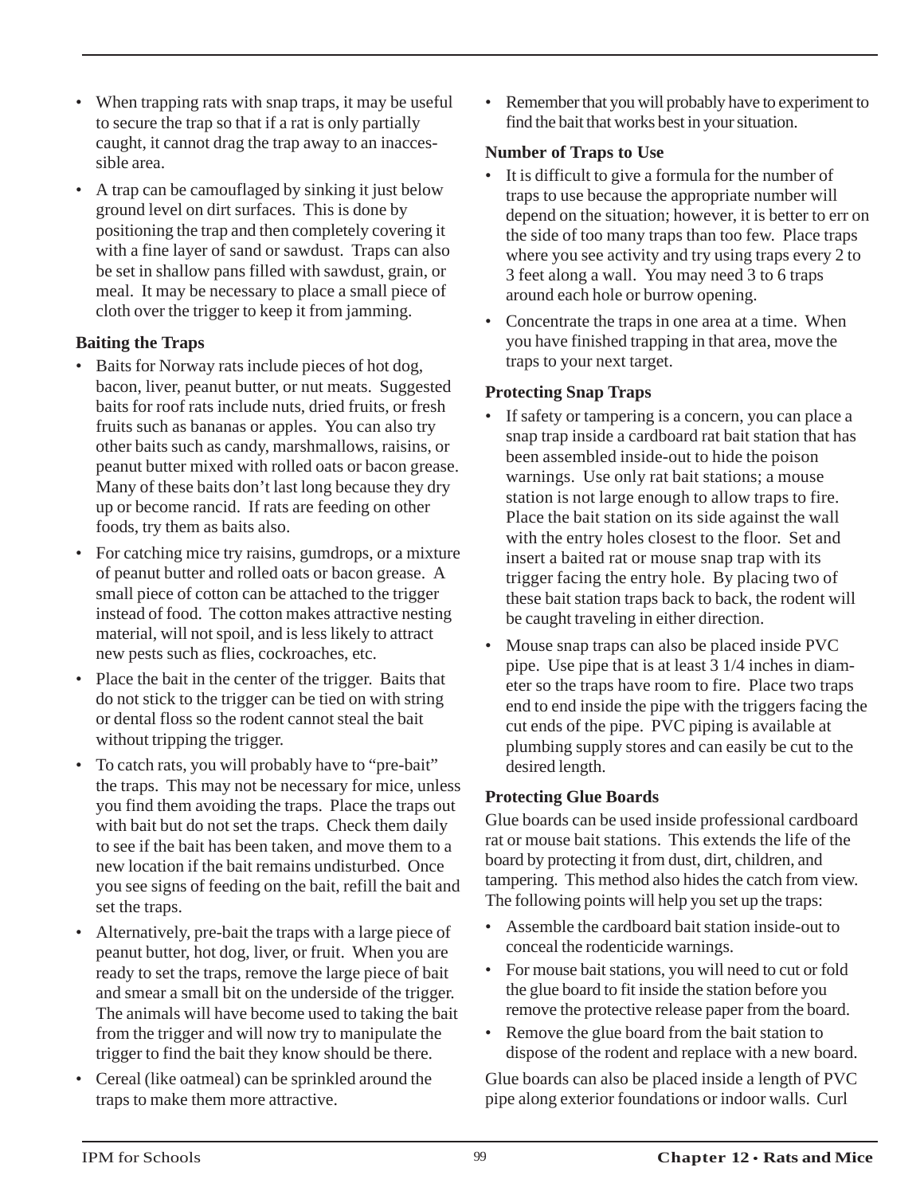- When trapping rats with snap traps, it may be useful to secure the trap so that if a rat is only partially caught, it cannot drag the trap away to an inaccessible area.
- A trap can be camouflaged by sinking it just below ground level on dirt surfaces. This is done by positioning the trap and then completely covering it with a fine layer of sand or sawdust. Traps can also be set in shallow pans filled with sawdust, grain, or meal. It may be necessary to place a small piece of cloth over the trigger to keep it from jamming.

**Baiting the Traps**

- Baits for Norway rats include pieces of hot dog, bacon, liver, peanut butter, or nut meats. Suggested baits for roof rats include nuts, dried fruits, or fresh fruits such as bananas or apples. You can also try other baits such as candy, marshmallows, raisins, or peanut butter mixed with rolled oats or bacon grease. Many of these baits don't last long because they dry up or become rancid. If rats are feeding on other foods, try them as baits also.
- For catching mice try raisins, gumdrops, or a mixture of peanut butter and rolled oats or bacon grease. A small piece of cotton can be attached to the trigger instead of food. The cotton makes attractive nesting material, will not spoil, and is less likely to attract new pests such as flies, cockroaches, etc.
- Place the bait in the center of the trigger. Baits that do not stick to the trigger can be tied on with string or dental floss so the rodent cannot steal the bait without tripping the trigger.
- To catch rats, you will probably have to "pre-bait" the traps. This may not be necessary for mice, unless you find them avoiding the traps. Place the traps out with bait but do not set the traps. Check them daily to see if the bait has been taken, and move them to a new location if the bait remains undisturbed. Once you see signs of feeding on the bait, refill the bait and set the traps.
- Alternatively, pre-bait the traps with a large piece of peanut butter, hot dog, liver, or fruit. When you are ready to set the traps, remove the large piece of bait and smear a small bit on the underside of the trigger. The animals will have become used to taking the bait from the trigger and will now try to manipulate the trigger to find the bait they know should be there.
- Cereal (like oatmeal) can be sprinkled around the traps to make them more attractive.
- Remember that you will probably have to experiment to find the bait that works best in your situation.

**Number of Traps to Use**

- It is difficult to give a formula for the number of traps to use because the appropriate number will depend on the situation; however, it is better to err on the side of too many traps than too few. Place traps where you see activity and try using traps every 2 to 3 feet along a wall. You may need 3 to 6 traps around each hole or burrow opening.
- Concentrate the traps in one area at a time. When you have finished trapping in that area, move the traps to your next target.

**Protecting Snap Traps**

- If safety or tampering is a concern, you can place a snap trap inside a cardboard rat bait station that has been assembled inside-out to hide the poison warnings. Use only rat bait stations; a mouse station is not large enough to allow traps to fire. Place the bait station on its side against the wall with the entry holes closest to the floor. Set and insert a baited rat or mouse snap trap with its trigger facing the entry hole. By placing two of these bait station traps back to back, the rodent will be caught traveling in either direction.
- Mouse snap traps can also be placed inside PVC pipe. Use pipe that is at least 3 1/4 inches in diameter so the traps have room to fire. Place two traps end to end inside the pipe with the triggers facing the cut ends of the pipe. PVC piping is available at plumbing supply stores and can easily be cut to the desired length.

**Protecting Glue Boards**

Glue boards can be used inside professional cardboard rat or mouse bait stations. This extends the life of the board by protecting it from dust, dirt, children, and tampering. This method also hides the catch from view. The following points will help you set up the traps:

- Assemble the cardboard bait station inside-out to conceal the rodenticide warnings.
- For mouse bait stations, you will need to cut or fold the glue board to fit inside the station before you remove the protective release paper from the board.
- Remove the glue board from the bait station to dispose of the rodent and replace with a new board.

Glue boards can also be placed inside a length of PVC pipe along exterior foundations or indoor walls. Curl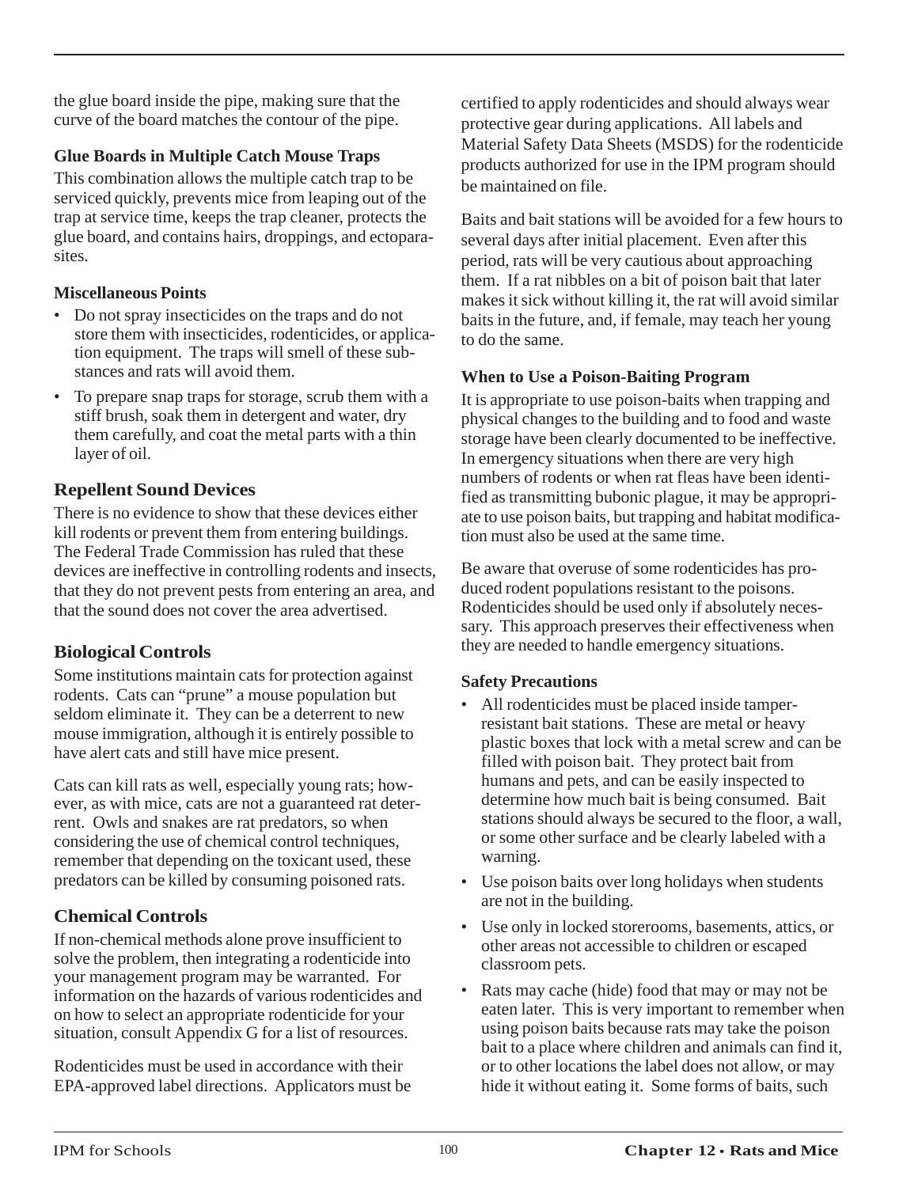the glue board inside the pipe, making sure that the curve of the board matches the contour of the pipe.

#### Glue Boards in Multiple Catch Mouse Traps

This combination allows the multiple catch trap to be serviced quickly, prevents mice from leaping out of the trap at service time, keeps the trap cleaner, protects the glue board, and contains hairs, droppings, and ectoparasites.

#### Miscellaneous Points

- Do not spray insecticides on the traps and do not store them with insecticides, rodenticides, or application equipment. The traps will smell of these substances and rats will avoid them.
- To prepare snap traps for storage, scrub them with a stiff brush, soak them in detergent and water, dry them carefully, and coat the metal parts with a thin layer of oil.

### Repellent Sound Devices

There is no evidence to show that these devices either kill rodents or prevent them from entering buildings. The Federal Trade Commission has ruled that these devices are ineffective in controlling rodents and insects, that they do not prevent pests from entering an area, and that the sound does not cover the area advertised.

### Biological Controls

Some institutions maintain cats for protection against rodents. Cats can "prune" a mouse population but seldom eliminate it. They can be a deterrent to new mouse immigration, although it is entirely possible to have alert cats and still have mice present.

Cats can kill rats as well, especially young rats; however, as with mice, cats are not a guaranteed rat deterrent. Owls and snakes are rat predators, so when considering the use of chemical control techniques, remember that depending on the toxicant used, these predators can be killed by consuming poisoned rats.

### Chemical Controls

If non-chemical methods alone prove insufficient to solve the problem, then integrating a rodenticide into your management program may be warranted. For information on the hazards of various rodenticides and on how to select an appropriate rodenticide for your situation, consult Appendix G for a list of resources.

Rodenticides must be used in accordance with their EPA-approved label directions. Applicators must be certified to apply rodenticides and should always wear protective gear during applications. All labels and Material Safety Data Sheets (MSDS) for the rodenticide products authorized for use in the IPM program should be maintained on file.

Baits and bait stations will be avoided for a few hours to several days after initial placement. Even after this period, rats will be very cautious about approaching them. If a rat nibbles on a bit of poison bait that later makes it sick without killing it, the rat will avoid similar baits in the future, and, if female, may teach her young to do the same.

#### When to Use a Poison-Baiting Program

It is appropriate to use poison-baits when trapping and physical changes to the building and to food and waste storage have been clearly documented to be ineffective. In emergency situations when there are very high numbers of rodents or when rat fleas have been identified as transmitting bubonic plague, it may be appropriate to use poison baits, but trapping and habitat modification must also be used at the same time.

Be aware that overuse of some rodenticides has produced rodent populations resistant to the poisons. Rodenticides should be used only if absolutely necessary. This approach preserves their effectiveness when they are needed to handle emergency situations.

#### Safety Precautions

- All rodenticides must be placed inside tamper-resistant bait stations. These are metal or heavy plastic boxes that lock with a metal screw and can be filled with poison bait. They protect bait from humans and pets, and can be easily inspected to determine how much bait is being consumed. Bait stations should always be secured to the floor, a wall, or some other surface and be clearly labeled with a warning.
- Use poison baits over long holidays when students are not in the building.
- Use only in locked storerooms, basements, attics, or other areas not accessible to children or escaped classroom pets.
- Rats may cache (hide) food that may or may not be eaten later. This is very important to remember when using poison baits because rats may take the poison bait to a place where children and animals can find it, or to other locations the label does not allow, or may hide it without eating it. Some forms of baits, such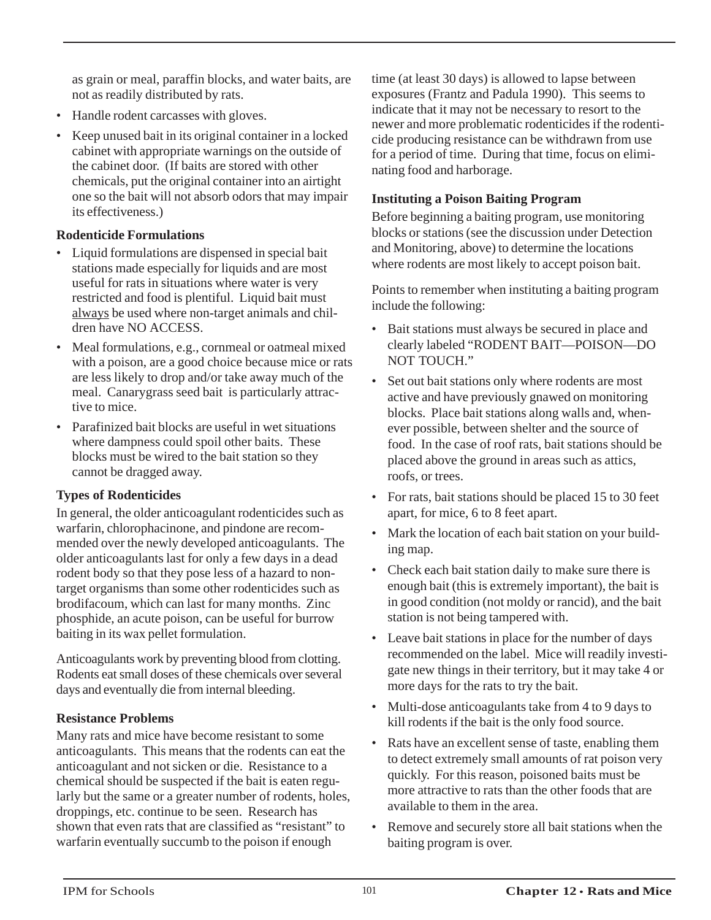as grain or meal, paraffin blocks, and water baits, are not as readily distributed by rats.

- Handle rodent carcasses with gloves.
- Keep unused bait in its original container in a locked cabinet with appropriate warnings on the outside of the cabinet door. (If baits are stored with other chemicals, put the original container into an airtight one so the bait will not absorb odors that may impair its effectiveness.)

**Rodenticide Formulations**

- Liquid formulations are dispensed in special bait stations made especially for liquids and are most useful for rats in situations where water is very restricted and food is plentiful. Liquid bait must always be used where non-target animals and children have NO ACCESS.
- Meal formulations, e.g., cornmeal or oatmeal mixed with a poison, are a good choice because mice or rats are less likely to drop and/or take away much of the meal. Canarygrass seed bait is particularly attractive to mice.
- Parafinized bait blocks are useful in wet situations where dampness could spoil other baits. These blocks must be wired to the bait station so they cannot be dragged away.

**Types of Rodenticides**

In general, the older anticoagulant rodenticides such as warfarin, chlorophacinone, and pindone are recommended over the newly developed anticoagulants. The older anticoagulants last for only a few days in a dead rodent body so that they pose less of a hazard to non-target organisms than some other rodenticides such as brodifacoum, which can last for many months. Zinc phosphide, an acute poison, can be useful for burrow baiting in its wax pellet formulation.

Anticoagulants work by preventing blood from clotting. Rodents eat small doses of these chemicals over several days and eventually die from internal bleeding.

**Resistance Problems**

Many rats and mice have become resistant to some anticoagulants. This means that the rodents can eat the anticoagulant and not sicken or die. Resistance to a chemical should be suspected if the bait is eaten regularly but the same or a greater number of rodents, holes, droppings, etc. continue to be seen. Research has shown that even rats that are classified as "resistant" to warfarin eventually succumb to the poison if enough time (at least 30 days) is allowed to lapse between exposures (Frantz and Padula 1990). This seems to indicate that it may not be necessary to resort to the newer and more problematic rodenticides if the rodenticide producing resistance can be withdrawn from use for a period of time. During that time, focus on eliminating food and harborage.

**Instituting a Poison Baiting Program**

Before beginning a baiting program, use monitoring blocks or stations (see the discussion under Detection and Monitoring, above) to determine the locations where rodents are most likely to accept poison bait.

Points to remember when instituting a baiting program include the following:

- Bait stations must always be secured in place and clearly labeled "RODENT BAIT—POISON—DO NOT TOUCH."
- Set out bait stations only where rodents are most active and have previously gnawed on monitoring blocks. Place bait stations along walls and, whenever possible, between shelter and the source of food. In the case of roof rats, bait stations should be placed above the ground in areas such as attics, roofs, or trees.
- For rats, bait stations should be placed 15 to 30 feet apart, for mice, 6 to 8 feet apart.
- Mark the location of each bait station on your building map.
- Check each bait station daily to make sure there is enough bait (this is extremely important), the bait is in good condition (not moldy or rancid), and the bait station is not being tampered with.
- Leave bait stations in place for the number of days recommended on the label. Mice will readily investigate new things in their territory, but it may take 4 or more days for the rats to try the bait.
- Multi-dose anticoagulants take from 4 to 9 days to kill rodents if the bait is the only food source.
- Rats have an excellent sense of taste, enabling them to detect extremely small amounts of rat poison very quickly. For this reason, poisoned baits must be more attractive to rats than the other foods that are available to them in the area.
- Remove and securely store all bait stations when the baiting program is over.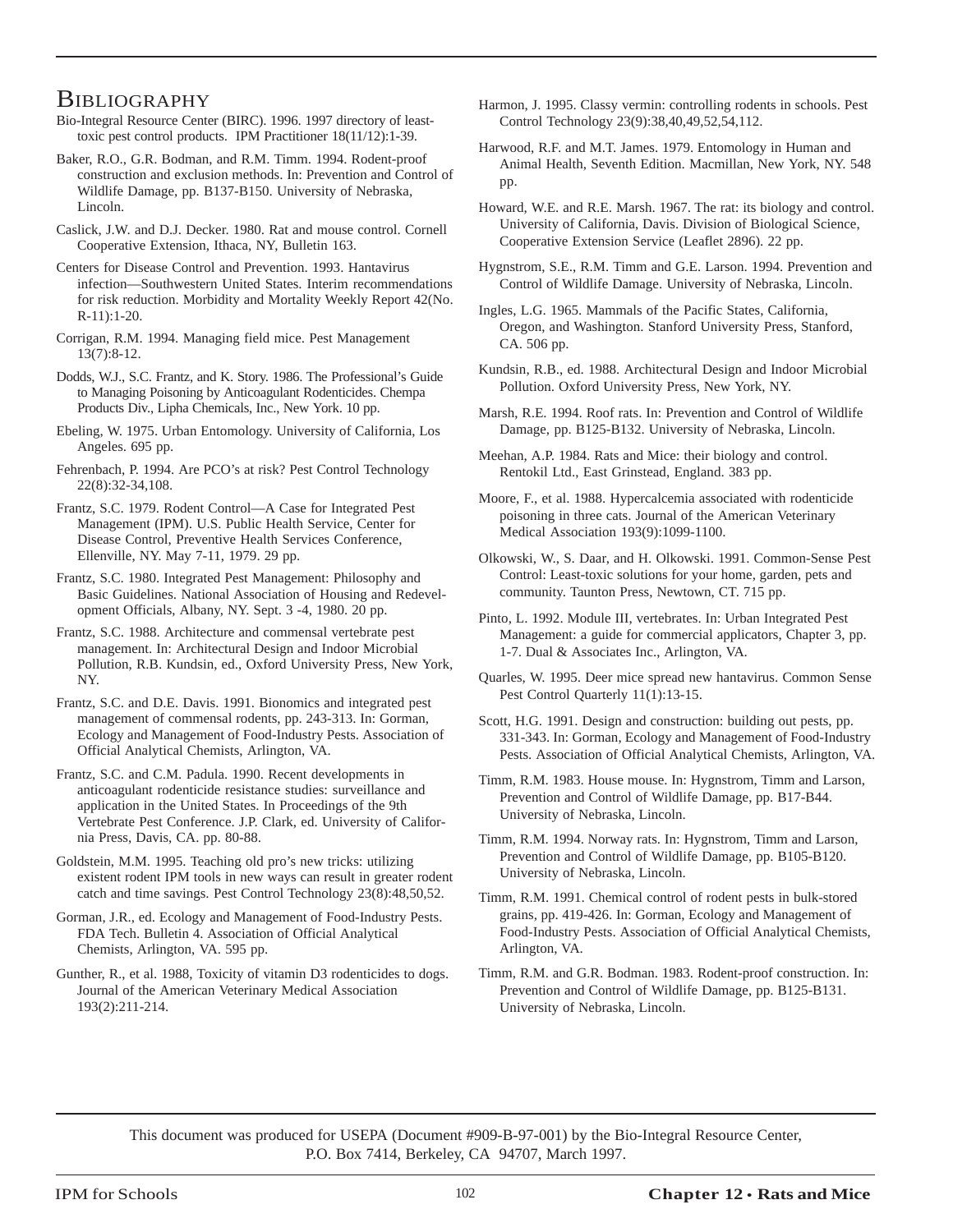# Bibliography

Bio-Integral Resource Center (BIRC). 1996. 1997 directory of least-toxic pest control products. IPM Practitioner 18(11/12):1-39.

Baker, R.O., G.R. Bodman, and R.M. Timm. 1994. Rodent-proof construction and exclusion methods. In: Prevention and Control of Wildlife Damage, pp. B137-B150. University of Nebraska, Lincoln.

Caslick, J.W. and D.J. Decker. 1980. Rat and mouse control. Cornell Cooperative Extension, Ithaca, NY, Bulletin 163.

Centers for Disease Control and Prevention. 1993. Hantavirus infection—Southwestern United States. Interim recommendations for risk reduction. Morbidity and Mortality Weekly Report 42(No. R-11):1-20.

Corrigan, R.M. 1994. Managing field mice. Pest Management 13(7):8-12.

Dodds, W.J., S.C. Frantz, and K. Story. 1986. The Professional's Guide to Managing Poisoning by Anticoagulant Rodenticides. Chempa Products Div., Lipha Chemicals, Inc., New York. 10 pp.

Ebeling, W. 1975. Urban Entomology. University of California, Los Angeles. 695 pp.

Fehrenbach, P. 1994. Are PCO's at risk? Pest Control Technology 22(8):32-34,108.

Frantz, S.C. 1979. Rodent Control—A Case for Integrated Pest Management (IPM). U.S. Public Health Service, Center for Disease Control, Preventive Health Services Conference, Ellenville, NY. May 7-11, 1979. 29 pp.

Frantz, S.C. 1980. Integrated Pest Management: Philosophy and Basic Guidelines. National Association of Housing and Redevelopment Officials, Albany, NY. Sept. 3 -4, 1980. 20 pp.

Frantz, S.C. 1988. Architecture and commensal vertebrate pest management. In: Architectural Design and Indoor Microbial Pollution, R.B. Kundsin, ed., Oxford University Press, New York, NY.

Frantz, S.C. and D.E. Davis. 1991. Bionomics and integrated pest management of commensal rodents, pp. 243-313. In: Gorman, Ecology and Management of Food-Industry Pests. Association of Official Analytical Chemists, Arlington, VA.

Frantz, S.C. and C.M. Padula. 1990. Recent developments in anticoagulant rodenticide resistance studies: surveillance and application in the United States. In Proceedings of the 9th Vertebrate Pest Conference. J.P. Clark, ed. University of California Press, Davis, CA. pp. 80-88.

Goldstein, M.M. 1995. Teaching old pro's new tricks: utilizing existent rodent IPM tools in new ways can result in greater rodent catch and time savings. Pest Control Technology 23(8):48,50,52.

Gorman, J.R., ed. Ecology and Management of Food-Industry Pests. FDA Tech. Bulletin 4. Association of Official Analytical Chemists, Arlington, VA. 595 pp.

Gunther, R., et al. 1988, Toxicity of vitamin D3 rodenticides to dogs. Journal of the American Veterinary Medical Association 193(2):211-214.

Harmon, J. 1995. Classy vermin: controlling rodents in schools. Pest Control Technology 23(9):38,40,49,52,54,112.

Harwood, R.F. and M.T. James. 1979. Entomology in Human and Animal Health, Seventh Edition. Macmillan, New York, NY. 548 pp.

Howard, W.E. and R.E. Marsh. 1967. The rat: its biology and control. University of California, Davis. Division of Biological Science, Cooperative Extension Service (Leaflet 2896). 22 pp.

Hygnstrom, S.E., R.M. Timm and G.E. Larson. 1994. Prevention and Control of Wildlife Damage. University of Nebraska, Lincoln.

Ingles, L.G. 1965. Mammals of the Pacific States, California, Oregon, and Washington. Stanford University Press, Stanford, CA. 506 pp.

Kundsin, R.B., ed. 1988. Architectural Design and Indoor Microbial Pollution. Oxford University Press, New York, NY.

Marsh, R.E. 1994. Roof rats. In: Prevention and Control of Wildlife Damage, pp. B125-B132. University of Nebraska, Lincoln.

Meehan, A.P. 1984. Rats and Mice: their biology and control. Rentokil Ltd., East Grinstead, England. 383 pp.

Moore, F., et al. 1988. Hypercalcemia associated with rodenticide poisoning in three cats. Journal of the American Veterinary Medical Association 193(9):1099-1100.

Olkowski, W., S. Daar, and H. Olkowski. 1991. Common-Sense Pest Control: Least-toxic solutions for your home, garden, pets and community. Taunton Press, Newtown, CT. 715 pp.

Pinto, L. 1992. Module III, vertebrates. In: Urban Integrated Pest Management: a guide for commercial applicators, Chapter 3, pp. 1-7. Dual & Associates Inc., Arlington, VA.

Quarles, W. 1995. Deer mice spread new hantavirus. Common Sense Pest Control Quarterly 11(1):13-15.

Scott, H.G. 1991. Design and construction: building out pests, pp. 331-343. In: Gorman, Ecology and Management of Food-Industry Pests. Association of Official Analytical Chemists, Arlington, VA.

Timm, R.M. 1983. House mouse. In: Hygnstrom, Timm and Larson, Prevention and Control of Wildlife Damage, pp. B17-B44. University of Nebraska, Lincoln.

Timm, R.M. 1994. Norway rats. In: Hygnstrom, Timm and Larson, Prevention and Control of Wildlife Damage, pp. B105-B120. University of Nebraska, Lincoln.

Timm, R.M. 1991. Chemical control of rodent pests in bulk-stored grains, pp. 419-426. In: Gorman, Ecology and Management of Food-Industry Pests. Association of Official Analytical Chemists, Arlington, VA.

Timm, R.M. and G.R. Bodman. 1983. Rodent-proof construction. In: Prevention and Control of Wildlife Damage, pp. B125-B131. University of Nebraska, Lincoln.

This document was produced for USEPA (Document #909-B-97-001) by the Bio-Integral Resource Center, P.O. Box 7414, Berkeley, CA 94707, March 1997.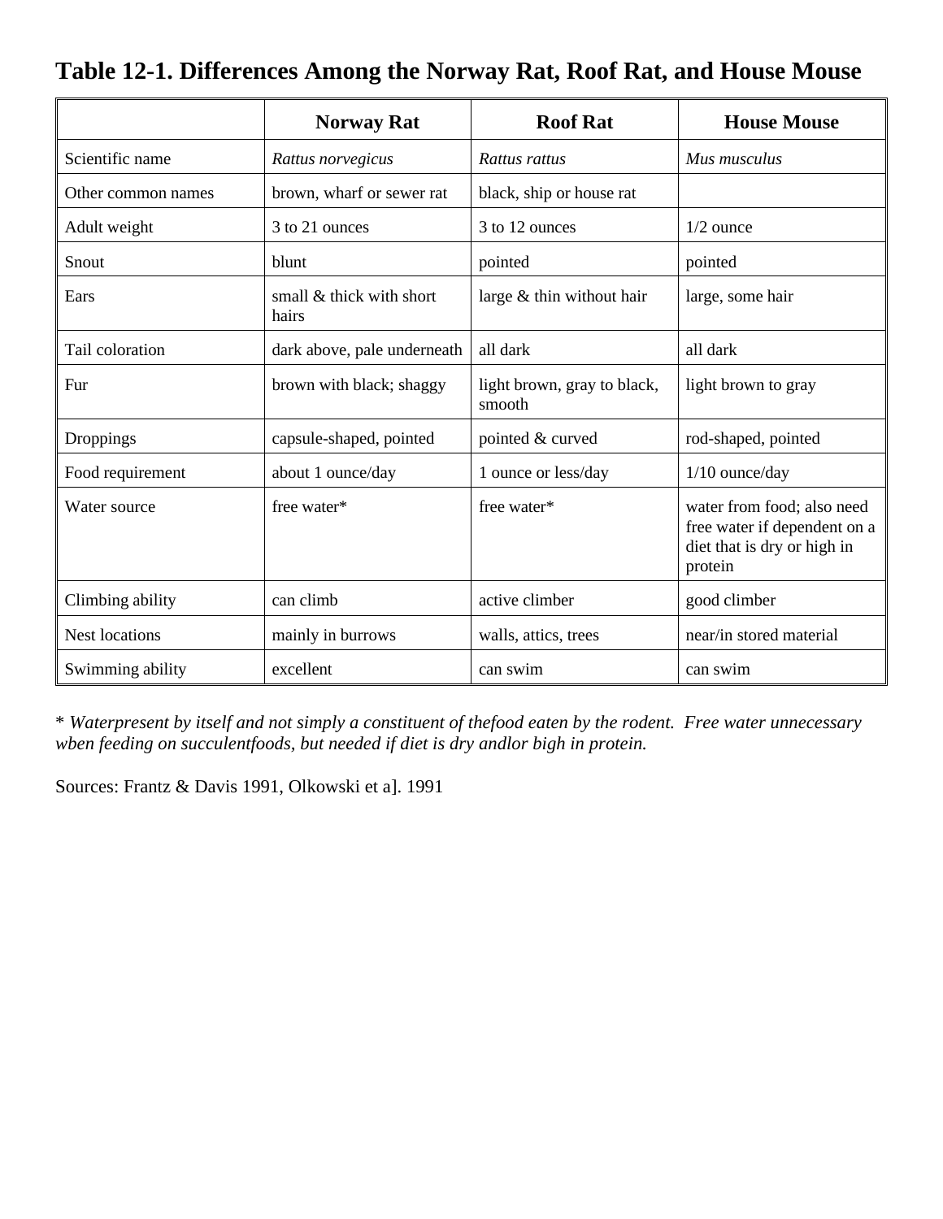# Table 12-1. Differences Among the Norway Rat, Roof Rat, and House Mouse

| | Norway Rat | Roof Rat | House Mouse |
|---|---|---|---|
| Scientific name | *Rattus norvegicus* | *Rattus rattus* | *Mus musculus* |
| Other common names | brown, wharf or sewer rat | black, ship or house rat | |
| Adult weight | 3 to 21 ounces | 3 to 12 ounces | 1/2 ounce |
| Snout | blunt | pointed | pointed |
| Ears | small & thick with short hairs | large & thin without hair | large, some hair |
| Tail coloration | dark above, pale underneath | all dark | all dark |
| Fur | brown with black; shaggy | light brown, gray to black, smooth | light brown to gray |
| Droppings | capsule-shaped, pointed | pointed & curved | rod-shaped, pointed |
| Food requirement | about 1 ounce/day | 1 ounce or less/day | 1/10 ounce/day |
| Water source | free water* | free water* | water from food; also need free water if dependent on a diet that is dry or high in protein |
| Climbing ability | can climb | active climber | good climber |
| Nest locations | mainly in burrows | walls, attics, trees | near/in stored material |
| Swimming ability | excellent | can swim | can swim |

\* *Waterpresent by itself and not simply a constituent of thefood eaten by the rodent. Free water unnecessary wben feeding on succulentfoods, but needed if diet is dry andlor bigh in protein.*

Sources: Frantz & Davis 1991, Olkowski et a]. 1991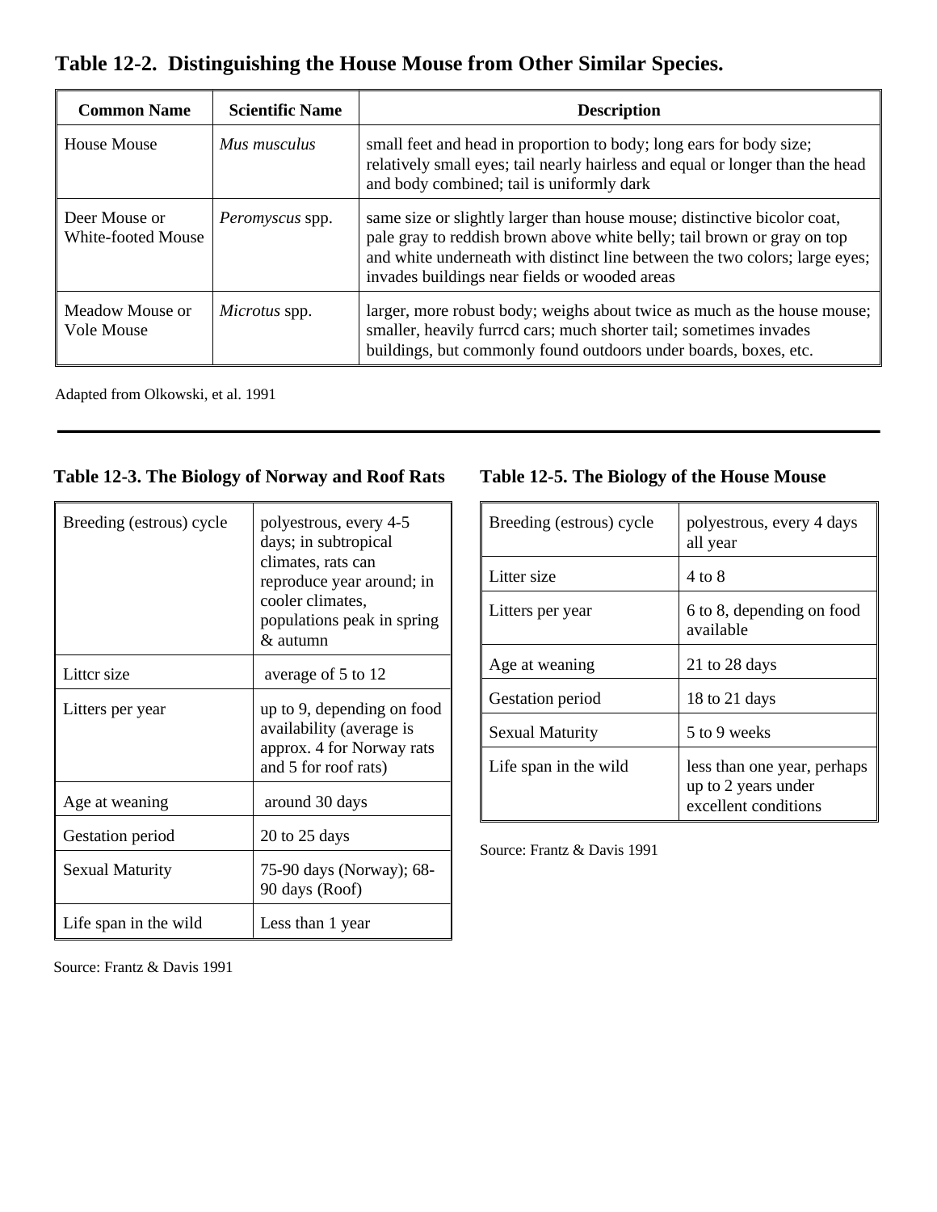### Table 12-2. Distinguishing the House Mouse from Other Similar Species.

| Common Name | Scientific Name | Description |
|---|---|---|
| House Mouse | *Mus musculus* | small feet and head in proportion to body; long ears for body size; relatively small eyes; tail nearly hairless and equal or longer than the head and body combined; tail is uniformly dark |
| Deer Mouse or White-footed Mouse | *Peromyscus* spp. | same size or slightly larger than house mouse; distinctive bicolor coat, pale gray to reddish brown above white belly; tail brown or gray on top and white underneath with distinct line between the two colors; large eyes; invades buildings near fields or wooded areas |
| Meadow Mouse or Vole Mouse | *Microtus* spp. | larger, more robust body; weighs about twice as much as the house mouse; smaller, heavily furrcd cars; much shorter tail; sometimes invades buildings, but commonly found outdoors under boards, boxes, etc. |

Adapted from Olkowski, et al. 1991

---

### Table 12-3. The Biology of Norway and Roof Rats

| | |
|---|---|
| Breeding (estrous) cycle | polyestrous, every 4-5 days; in subtropical climates, rats can reproduce year around; in cooler climates, populations peak in spring & autumn |
| Littcr size | average of 5 to 12 |
| Litters per year | up to 9, depending on food availability (average is approx. 4 for Norway rats and 5 for roof rats) |
| Age at weaning | around 30 days |
| Gestation period | 20 to 25 days |
| Sexual Maturity | 75-90 days (Norway); 68-90 days (Roof) |
| Life span in the wild | Less than 1 year |

Source: Frantz & Davis 1991

### Table 12-5. The Biology of the House Mouse

| | |
|---|---|
| Breeding (estrous) cycle | polyestrous, every 4 days all year |
| Litter size | 4 to 8 |
| Litters per year | 6 to 8, depending on food available |
| Age at weaning | 21 to 28 days |
| Gestation period | 18 to 21 days |
| Sexual Maturity | 5 to 9 weeks |
| Life span in the wild | less than one year, perhaps up to 2 years under excellent conditions |

Source: Frantz & Davis 1991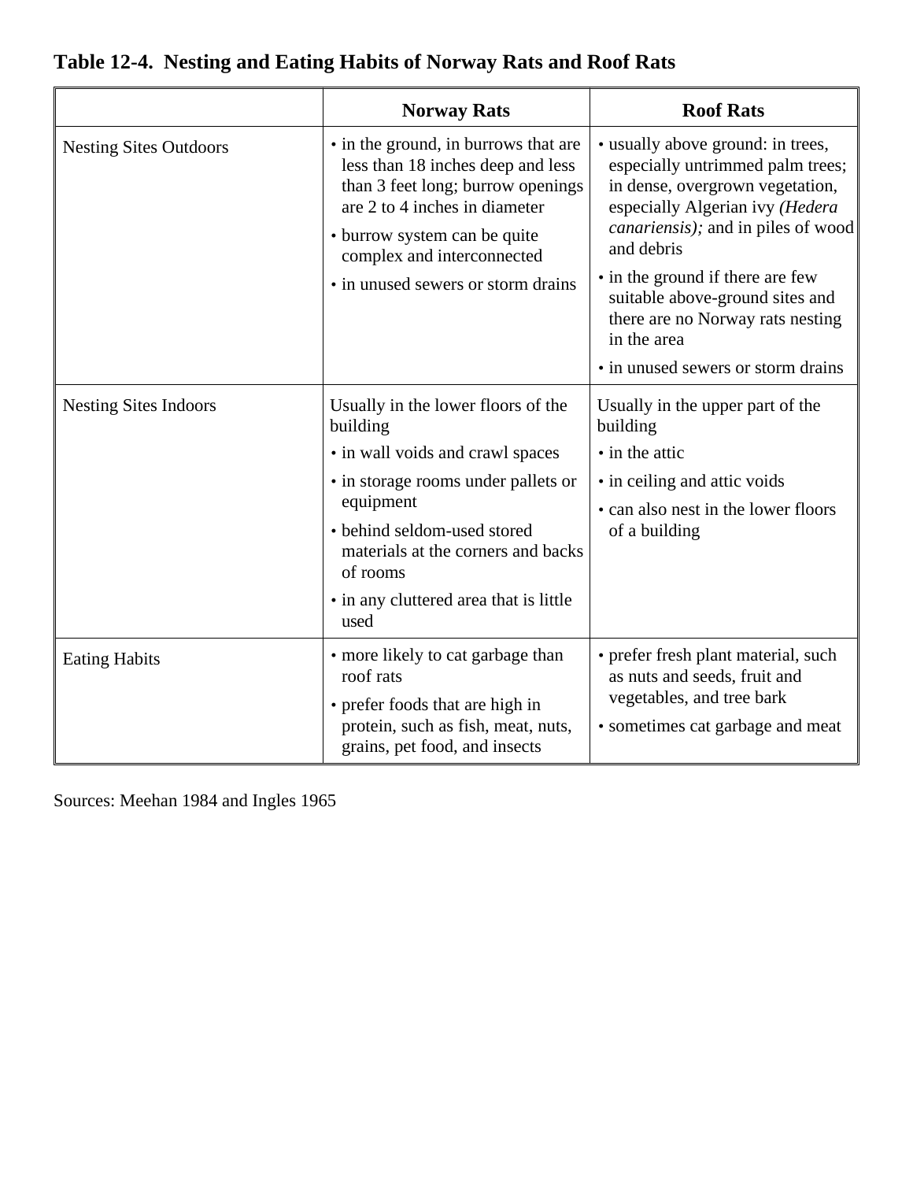**Table 12-4. Nesting and Eating Habits of Norway Rats and Roof Rats**

| | Norway Rats | Roof Rats |
|---|---|---|
| Nesting Sites Outdoors | • in the ground, in burrows that are less than 18 inches deep and less than 3 feet long; burrow openings are 2 to 4 inches in diameter<br>• burrow system can be quite complex and interconnected<br>• in unused sewers or storm drains | • usually above ground: in trees, especially untrimmed palm trees; in dense, overgrown vegetation, especially Algerian ivy *(Hedera canariensis);* and in piles of wood and debris<br>• in the ground if there are few suitable above-ground sites and there are no Norway rats nesting in the area<br>• in unused sewers or storm drains |
| Nesting Sites Indoors | Usually in the lower floors of the building<br>• in wall voids and crawl spaces<br>• in storage rooms under pallets or equipment<br>• behind seldom-used stored materials at the corners and backs of rooms<br>• in any cluttered area that is little used | Usually in the upper part of the building<br>• in the attic<br>• in ceiling and attic voids<br>• can also nest in the lower floors of a building |
| Eating Habits | • more likely to cat garbage than roof rats<br>• prefer foods that are high in protein, such as fish, meat, nuts, grains, pet food, and insects | • prefer fresh plant material, such as nuts and seeds, fruit and vegetables, and tree bark<br>• sometimes cat garbage and meat |

Sources: Meehan 1984 and Ingles 1965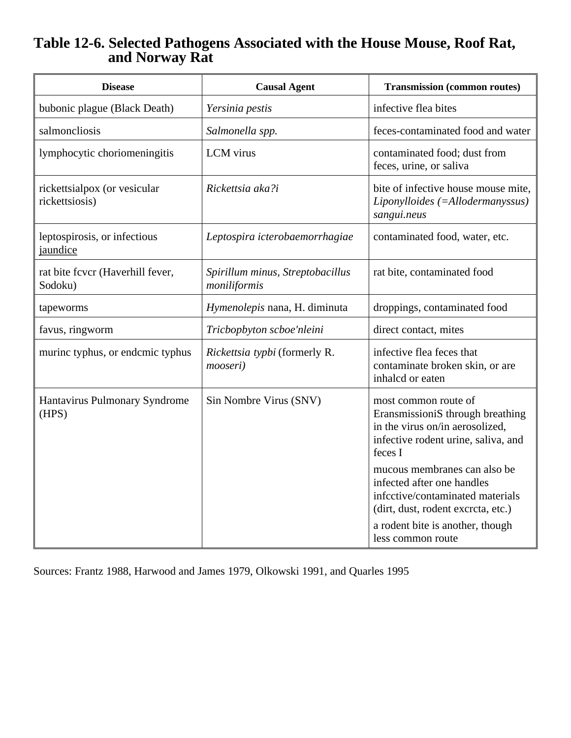# Table 12-6. Selected Pathogens Associated with the House Mouse, Roof Rat, and Norway Rat

| Disease | Causal Agent | Transmission (common routes) |
|---|---|---|
| bubonic plague (Black Death) | *Yersinia pestis* | infective flea bites |
| salmoncliosis | *Salmonella spp.* | feces-contaminated food and water |
| lymphocytic choriomeningitis | LCM virus | contaminated food; dust from feces, urine, or saliva |
| rickettsialpox (or vesicular rickettsiosis) | *Rickettsia aka?i* | bite of infective house mouse mite, *Liponylloides (=Allodermanyssus) sangui.neus* |
| leptospirosis, or infectious jaundice | *Leptospira icterobaemorrhagiae* | contaminated food, water, etc. |
| rat bite fcvcr (Haverhill fever, Sodoku) | *Spirillum minus, Streptobacillus moniliformis* | rat bite, contaminated food |
| tapeworms | *Hymenolepis* nana, H. diminuta | droppings, contaminated food |
| favus, ringworm | *Tricbopbyton scboe'nleini* | direct contact, mites |
| murinc typhus, or endcmic typhus | *Rickettsia typbi* (formerly R. *mooseri)* | infective flea feces that contaminate broken skin, or are inhalcd or eaten |
| Hantavirus Pulmonary Syndrome (HPS) | Sin Nombre Virus (SNV) | most common route of EransmissioniS through breathing in the virus on/in aerosolized, infective rodent urine, saliva, and feces I<br>mucous membranes can also be infected after one handles infcctive/contaminated materials (dirt, dust, rodent excrcta, etc.)<br>a rodent bite is another, though less common route |

Sources: Frantz 1988, Harwood and James 1979, Olkowski 1991, and Quarles 1995